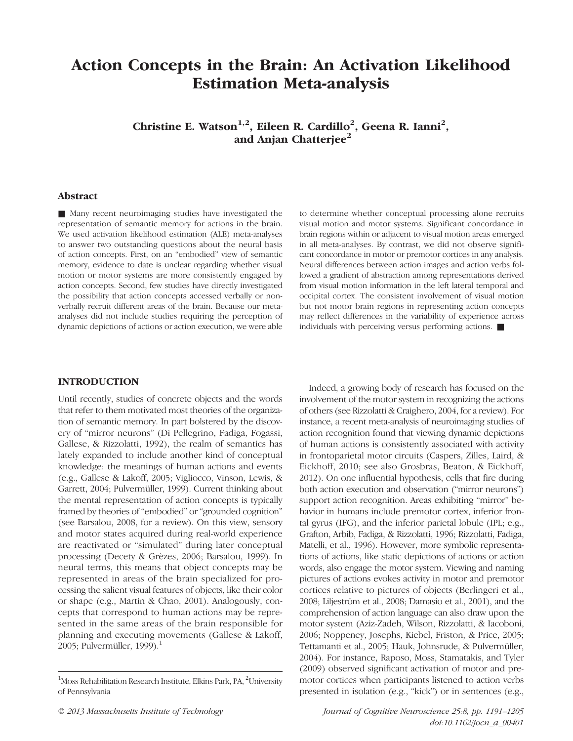# Action Concepts in the Brain: An Activation Likelihood Estimation Meta-analysis

**Christine E. Watson[1,2], Eileen R. Cardillo[2], Geena R. Ianni[2], and Anjan Chatterjee[2]**

## Abstract

■ Many recent neuroimaging studies have investigated the representation of semantic memory for actions in the brain. We used activation likelihood estimation (ALE) meta-analyses to answer two outstanding questions about the neural basis of action concepts. First, on an "embodied" view of semantic memory, evidence to date is unclear regarding whether visual motion or motor systems are more consistently engaged by action concepts. Second, few studies have directly investigated the possibility that action concepts accessed verbally or nonverbally recruit different areas of the brain. Because our meta-analyses did not include studies requiring the perception of dynamic depictions of actions or action execution, we were able to determine whether conceptual processing alone recruits visual motion and motor systems. Significant concordance in brain regions within or adjacent to visual motion areas emerged in all meta-analyses. By contrast, we did not observe significant concordance in motor or premotor cortices in any analysis. Neural differences between action images and action verbs followed a gradient of abstraction among representations derived from visual motion information in the left lateral temporal and occipital cortex. The consistent involvement of visual motion but not motor brain regions in representing action concepts may reflect differences in the variability of experience across individuals with perceiving versus performing actions. ■

## INTRODUCTION

Until recently, studies of concrete objects and the words that refer to them motivated most theories of the organization of semantic memory. In part bolstered by the discovery of "mirror neurons" (Di Pellegrino, Fadiga, Fogassi, Gallese, & Rizzolatti, 1992), the realm of semantics has lately expanded to include another kind of conceptual knowledge: the meanings of human actions and events (e.g., Gallese & Lakoff, 2005; Vigliocco, Vinson, Lewis, & Garrett, 2004; Pulvermüller, 1999). Current thinking about the mental representation of action concepts is typically framed by theories of "embodied" or "grounded cognition" (see Barsalou, 2008, for a review). On this view, sensory and motor states acquired during real-world experience are reactivated or "simulated" during later conceptual processing (Decety & Grèzes, 2006; Barsalou, 1999). In neural terms, this means that object concepts may be represented in areas of the brain specialized for processing the salient visual features of objects, like their color or shape (e.g., Martin & Chao, 2001). Analogously, concepts that correspond to human actions may be represented in the same areas of the brain responsible for planning and executing movements (Gallese & Lakoff, 2005; Pulvermüller, 1999).[1]

Indeed, a growing body of research has focused on the involvement of the motor system in recognizing the actions of others (see Rizzolatti & Craighero, 2004, for a review). For instance, a recent meta-analysis of neuroimaging studies of action recognition found that viewing dynamic depictions of human actions is consistently associated with activity in frontoparietal motor circuits (Caspers, Zilles, Laird, & Eickhoff, 2010; see also Grosbras, Beaton, & Eickhoff, 2012). On one influential hypothesis, cells that fire during both action execution and observation ("mirror neurons") support action recognition. Areas exhibiting "mirror" behavior in humans include premotor cortex, inferior frontal gyrus (IFG), and the inferior parietal lobule (IPL; e.g., Grafton, Arbib, Fadiga, & Rizzolatti, 1996; Rizzolatti, Fadiga, Matelli, et al., 1996). However, more symbolic representations of actions, like static depictions of actions or action words, also engage the motor system. Viewing and naming pictures of actions evokes activity in motor and premotor cortices relative to pictures of objects (Berlingeri et al., 2008; Liljeström et al., 2008; Damasio et al., 2001), and the comprehension of action language can also draw upon the motor system (Aziz-Zadeh, Wilson, Rizzolatti, & Iacoboni, 2006; Noppeney, Josephs, Kiebel, Friston, & Price, 2005; Tettamanti et al., 2005; Hauk, Johnsrude, & Pulvermüller, 2004). For instance, Raposo, Moss, Stamatakis, and Tyler (2009) observed significant activation of motor and premotor cortices when participants listened to action verbs presented in isolation (e.g., "kick") or in sentences (e.g.,

[1]Moss Rehabilitation Research Institute, Elkins Park, PA, [2]University of Pennsylvania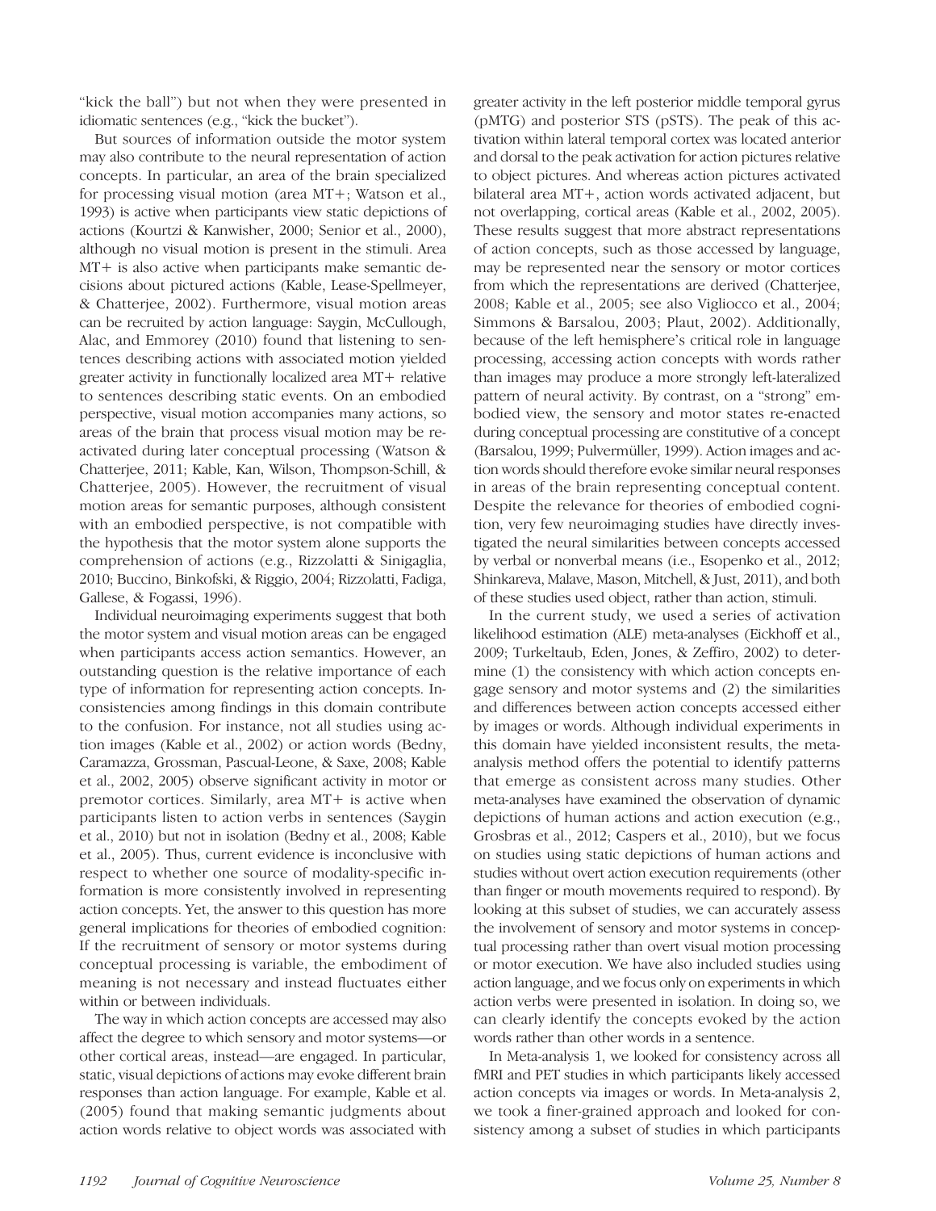"kick the ball") but not when they were presented in idiomatic sentences (e.g., "kick the bucket").

But sources of information outside the motor system may also contribute to the neural representation of action concepts. In particular, an area of the brain specialized for processing visual motion (area MT+; Watson et al., 1993) is active when participants view static depictions of actions (Kourtzi & Kanwisher, 2000; Senior et al., 2000), although no visual motion is present in the stimuli. Area MT+ is also active when participants make semantic decisions about pictured actions (Kable, Lease-Spellmeyer, & Chatterjee, 2002). Furthermore, visual motion areas can be recruited by action language: Saygin, McCullough, Alac, and Emmorey (2010) found that listening to sentences describing actions with associated motion yielded greater activity in functionally localized area MT+ relative to sentences describing static events. On an embodied perspective, visual motion accompanies many actions, so areas of the brain that process visual motion may be reactivated during later conceptual processing (Watson & Chatterjee, 2011; Kable, Kan, Wilson, Thompson-Schill, & Chatterjee, 2005). However, the recruitment of visual motion areas for semantic purposes, although consistent with an embodied perspective, is not compatible with the hypothesis that the motor system alone supports the comprehension of actions (e.g., Rizzolatti & Sinigaglia, 2010; Buccino, Binkofski, & Riggio, 2004; Rizzolatti, Fadiga, Gallese, & Fogassi, 1996).

Individual neuroimaging experiments suggest that both the motor system and visual motion areas can be engaged when participants access action semantics. However, an outstanding question is the relative importance of each type of information for representing action concepts. Inconsistencies among findings in this domain contribute to the confusion. For instance, not all studies using action images (Kable et al., 2002) or action words (Bedny, Caramazza, Grossman, Pascual-Leone, & Saxe, 2008; Kable et al., 2002, 2005) observe significant activity in motor or premotor cortices. Similarly, area MT+ is active when participants listen to action verbs in sentences (Saygin et al., 2010) but not in isolation (Bedny et al., 2008; Kable et al., 2005). Thus, current evidence is inconclusive with respect to whether one source of modality-specific information is more consistently involved in representing action concepts. Yet, the answer to this question has more general implications for theories of embodied cognition: If the recruitment of sensory or motor systems during conceptual processing is variable, the embodiment of meaning is not necessary and instead fluctuates either within or between individuals.

The way in which action concepts are accessed may also affect the degree to which sensory and motor systems—or other cortical areas, instead—are engaged. In particular, static, visual depictions of actions may evoke different brain responses than action language. For example, Kable et al. (2005) found that making semantic judgments about action words relative to object words was associated with greater activity in the left posterior middle temporal gyrus (pMTG) and posterior STS (pSTS). The peak of this activation within lateral temporal cortex was located anterior and dorsal to the peak activation for action pictures relative to object pictures. And whereas action pictures activated bilateral area MT+, action words activated adjacent, but not overlapping, cortical areas (Kable et al., 2002, 2005). These results suggest that more abstract representations of action concepts, such as those accessed by language, may be represented near the sensory or motor cortices from which the representations are derived (Chatterjee, 2008; Kable et al., 2005; see also Vigliocco et al., 2004; Simmons & Barsalou, 2003; Plaut, 2002). Additionally, because of the left hemisphere's critical role in language processing, accessing action concepts with words rather than images may produce a more strongly left-lateralized pattern of neural activity. By contrast, on a "strong" embodied view, the sensory and motor states re-enacted during conceptual processing are constitutive of a concept (Barsalou, 1999; Pulvermüller, 1999). Action images and action words should therefore evoke similar neural responses in areas of the brain representing conceptual content. Despite the relevance for theories of embodied cognition, very few neuroimaging studies have directly investigated the neural similarities between concepts accessed by verbal or nonverbal means (i.e., Esopenko et al., 2012; Shinkareva, Malave, Mason, Mitchell, & Just, 2011), and both of these studies used object, rather than action, stimuli.

In the current study, we used a series of activation likelihood estimation (ALE) meta-analyses (Eickhoff et al., 2009; Turkeltaub, Eden, Jones, & Zeffiro, 2002) to determine (1) the consistency with which action concepts engage sensory and motor systems and (2) the similarities and differences between action concepts accessed either by images or words. Although individual experiments in this domain have yielded inconsistent results, the meta-analysis method offers the potential to identify patterns that emerge as consistent across many studies. Other meta-analyses have examined the observation of dynamic depictions of human actions and action execution (e.g., Grosbras et al., 2012; Caspers et al., 2010), but we focus on studies using static depictions of human actions and studies without overt action execution requirements (other than finger or mouth movements required to respond). By looking at this subset of studies, we can accurately assess the involvement of sensory and motor systems in conceptual processing rather than overt visual motion processing or motor execution. We have also included studies using action language, and we focus only on experiments in which action verbs were presented in isolation. In doing so, we can clearly identify the concepts evoked by the action words rather than other words in a sentence.

In Meta-analysis 1, we looked for consistency across all fMRI and PET studies in which participants likely accessed action concepts via images or words. In Meta-analysis 2, we took a finer-grained approach and looked for consistency among a subset of studies in which participants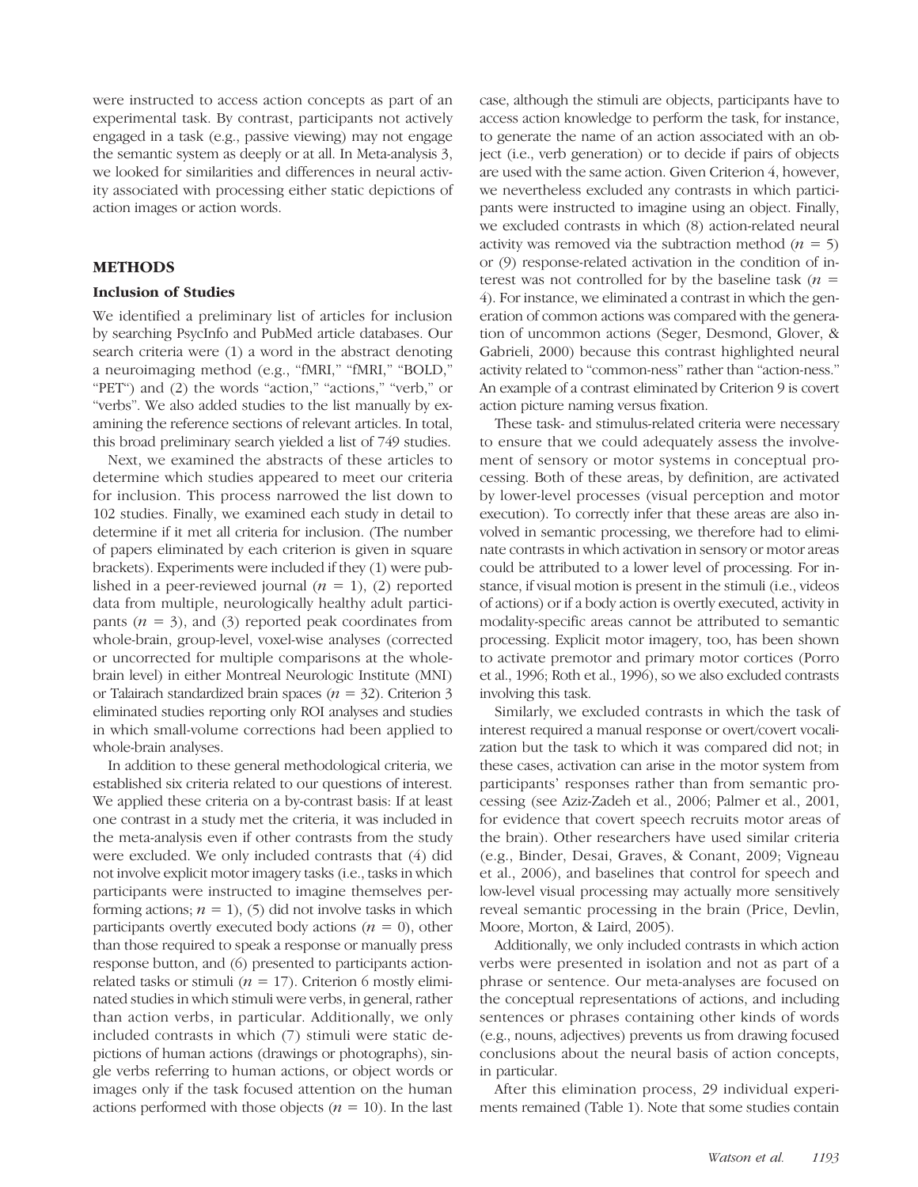were instructed to access action concepts as part of an experimental task. By contrast, participants not actively engaged in a task (e.g., passive viewing) may not engage the semantic system as deeply or at all. In Meta-analysis 3, we looked for similarities and differences in neural activity associated with processing either static depictions of action images or action words.

## METHODS

### Inclusion of Studies

We identified a preliminary list of articles for inclusion by searching PsycInfo and PubMed article databases. Our search criteria were (1) a word in the abstract denoting a neuroimaging method (e.g., "fMRI," "fMRI," "BOLD," "PET") and (2) the words "action," "actions," "verb," or "verbs". We also added studies to the list manually by examining the reference sections of relevant articles. In total, this broad preliminary search yielded a list of 749 studies.

Next, we examined the abstracts of these articles to determine which studies appeared to meet our criteria for inclusion. This process narrowed the list down to 102 studies. Finally, we examined each study in detail to determine if it met all criteria for inclusion. (The number of papers eliminated by each criterion is given in square brackets). Experiments were included if they (1) were published in a peer-reviewed journal ($n = 1$), (2) reported data from multiple, neurologically healthy adult participants ($n = 3$), and (3) reported peak coordinates from whole-brain, group-level, voxel-wise analyses (corrected or uncorrected for multiple comparisons at the whole-brain level) in either Montreal Neurologic Institute (MNI) or Talairach standardized brain spaces ($n = 32$). Criterion 3 eliminated studies reporting only ROI analyses and studies in which small-volume corrections had been applied to whole-brain analyses.

In addition to these general methodological criteria, we established six criteria related to our questions of interest. We applied these criteria on a by-contrast basis: If at least one contrast in a study met the criteria, it was included in the meta-analysis even if other contrasts from the study were excluded. We only included contrasts that (4) did not involve explicit motor imagery tasks (i.e., tasks in which participants were instructed to imagine themselves performing actions; $n = 1$), (5) did not involve tasks in which participants overtly executed body actions ($n = 0$), other than those required to speak a response or manually press response button, and (6) presented to participants action-related tasks or stimuli ($n = 17$). Criterion 6 mostly eliminated studies in which stimuli were verbs, in general, rather than action verbs, in particular. Additionally, we only included contrasts in which (7) stimuli were static depictions of human actions (drawings or photographs), single verbs referring to human actions, or object words or images only if the task focused attention on the human actions performed with those objects ($n = 10$). In the last case, although the stimuli are objects, participants have to access action knowledge to perform the task, for instance, to generate the name of an action associated with an object (i.e., verb generation) or to decide if pairs of objects are used with the same action. Given Criterion 4, however, we nevertheless excluded any contrasts in which participants were instructed to imagine using an object. Finally, we excluded contrasts in which (8) action-related neural activity was removed via the subtraction method ($n = 5$) or (9) response-related activation in the condition of interest was not controlled for by the baseline task ($n = 4$). For instance, we eliminated a contrast in which the generation of common actions was compared with the generation of uncommon actions (Seger, Desmond, Glover, & Gabrieli, 2000) because this contrast highlighted neural activity related to "common-ness" rather than "action-ness." An example of a contrast eliminated by Criterion 9 is covert action picture naming versus fixation.

These task- and stimulus-related criteria were necessary to ensure that we could adequately assess the involvement of sensory or motor systems in conceptual processing. Both of these areas, by definition, are activated by lower-level processes (visual perception and motor execution). To correctly infer that these areas are also involved in semantic processing, we therefore had to eliminate contrasts in which activation in sensory or motor areas could be attributed to a lower level of processing. For instance, if visual motion is present in the stimuli (i.e., videos of actions) or if a body action is overtly executed, activity in modality-specific areas cannot be attributed to semantic processing. Explicit motor imagery, too, has been shown to activate premotor and primary motor cortices (Porro et al., 1996; Roth et al., 1996), so we also excluded contrasts involving this task.

Similarly, we excluded contrasts in which the task of interest required a manual response or overt/covert vocalization but the task to which it was compared did not; in these cases, activation can arise in the motor system from participants' responses rather than from semantic processing (see Aziz-Zadeh et al., 2006; Palmer et al., 2001, for evidence that covert speech recruits motor areas of the brain). Other researchers have used similar criteria (e.g., Binder, Desai, Graves, & Conant, 2009; Vigneau et al., 2006), and baselines that control for speech and low-level visual processing may actually more sensitively reveal semantic processing in the brain (Price, Devlin, Moore, Morton, & Laird, 2005).

Additionally, we only included contrasts in which action verbs were presented in isolation and not as part of a phrase or sentence. Our meta-analyses are focused on the conceptual representations of actions, and including sentences or phrases containing other kinds of words (e.g., nouns, adjectives) prevents us from drawing focused conclusions about the neural basis of action concepts, in particular.

After this elimination process, 29 individual experiments remained (Table 1). Note that some studies contain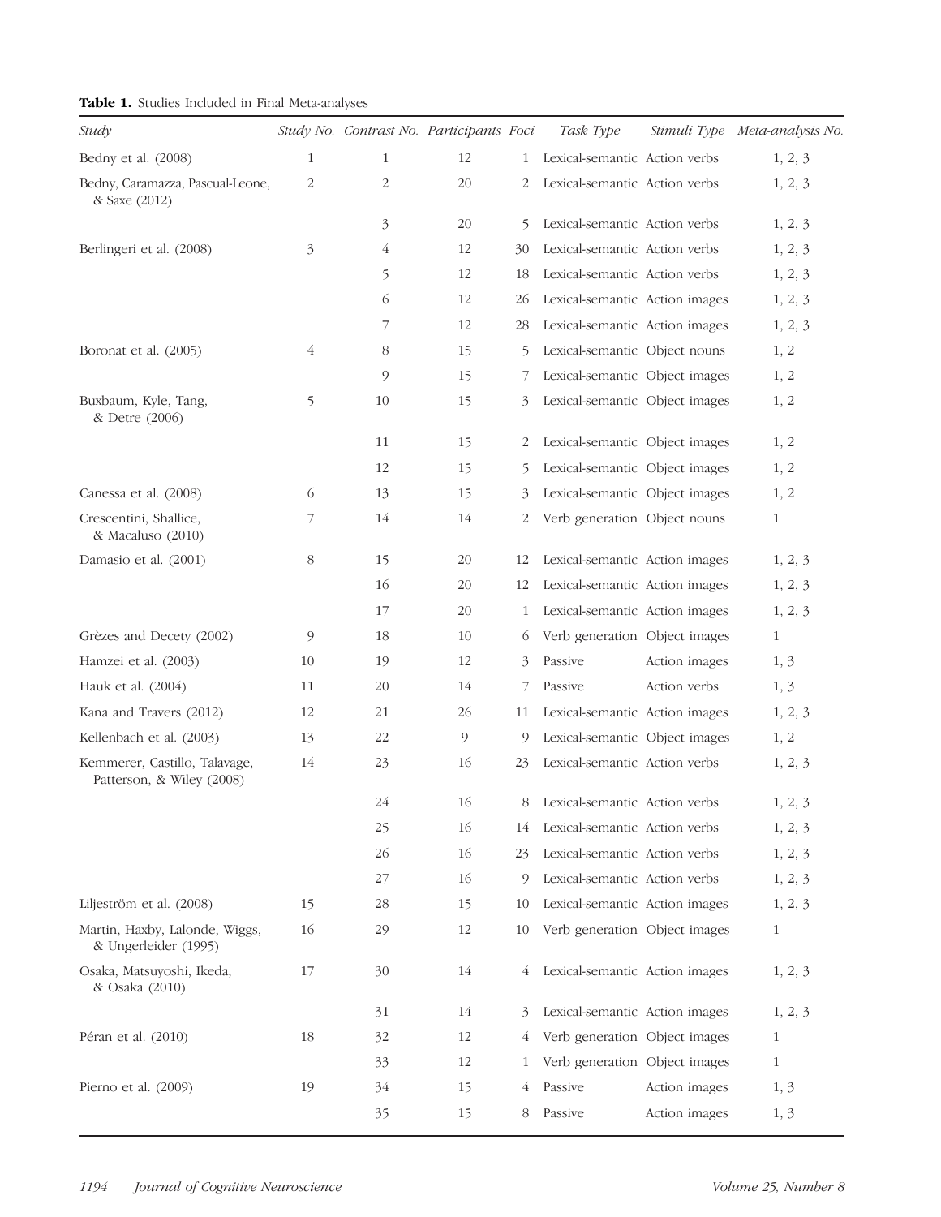**Table 1.** Studies Included in Final Meta-analyses

| *Study* | *Study No.* | *Contrast No.* | *Participants* | *Foci* | *Task Type* | *Stimuli Type* | *Meta-analysis No.* |
|---|---|---|---|---|---|---|---|
| Bedny et al. (2008) | 1 | 1 | 12 | 1 | Lexical-semantic | Action verbs | 1, 2, 3 |
| Bedny, Caramazza, Pascual-Leone, & Saxe (2012) | 2 | 2 | 20 | 2 | Lexical-semantic | Action verbs | 1, 2, 3 |
| | | 3 | 20 | 5 | Lexical-semantic | Action verbs | 1, 2, 3 |
| Berlingeri et al. (2008) | 3 | 4 | 12 | 30 | Lexical-semantic | Action verbs | 1, 2, 3 |
| | | 5 | 12 | 18 | Lexical-semantic | Action verbs | 1, 2, 3 |
| | | 6 | 12 | 26 | Lexical-semantic | Action images | 1, 2, 3 |
| | | 7 | 12 | 28 | Lexical-semantic | Action images | 1, 2, 3 |
| Boronat et al. (2005) | 4 | 8 | 15 | 5 | Lexical-semantic | Object nouns | 1, 2 |
| | | 9 | 15 | 7 | Lexical-semantic | Object images | 1, 2 |
| Buxbaum, Kyle, Tang, & Detre (2006) | 5 | 10 | 15 | 3 | Lexical-semantic | Object images | 1, 2 |
| | | 11 | 15 | 2 | Lexical-semantic | Object images | 1, 2 |
| | | 12 | 15 | 5 | Lexical-semantic | Object images | 1, 2 |
| Canessa et al. (2008) | 6 | 13 | 15 | 3 | Lexical-semantic | Object images | 1, 2 |
| Crescentini, Shallice, & Macaluso (2010) | 7 | 14 | 14 | 2 | Verb generation | Object nouns | 1 |
| Damasio et al. (2001) | 8 | 15 | 20 | 12 | Lexical-semantic | Action images | 1, 2, 3 |
| | | 16 | 20 | 12 | Lexical-semantic | Action images | 1, 2, 3 |
| | | 17 | 20 | 1 | Lexical-semantic | Action images | 1, 2, 3 |
| Grèzes and Decety (2002) | 9 | 18 | 10 | 6 | Verb generation | Object images | 1 |
| Hamzei et al. (2003) | 10 | 19 | 12 | 3 | Passive | Action images | 1, 3 |
| Hauk et al. (2004) | 11 | 20 | 14 | 7 | Passive | Action verbs | 1, 3 |
| Kana and Travers (2012) | 12 | 21 | 26 | 11 | Lexical-semantic | Action images | 1, 2, 3 |
| Kellenbach et al. (2003) | 13 | 22 | 9 | 9 | Lexical-semantic | Object images | 1, 2 |
| Kemmerer, Castillo, Talavage, Patterson, & Wiley (2008) | 14 | 23 | 16 | 23 | Lexical-semantic | Action verbs | 1, 2, 3 |
| | | 24 | 16 | 8 | Lexical-semantic | Action verbs | 1, 2, 3 |
| | | 25 | 16 | 14 | Lexical-semantic | Action verbs | 1, 2, 3 |
| | | 26 | 16 | 23 | Lexical-semantic | Action verbs | 1, 2, 3 |
| | | 27 | 16 | 9 | Lexical-semantic | Action verbs | 1, 2, 3 |
| Liljeström et al. (2008) | 15 | 28 | 15 | 10 | Lexical-semantic | Action images | 1, 2, 3 |
| Martin, Haxby, Lalonde, Wiggs, & Ungerleider (1995) | 16 | 29 | 12 | 10 | Verb generation | Object images | 1 |
| Osaka, Matsuyoshi, Ikeda, & Osaka (2010) | 17 | 30 | 14 | 4 | Lexical-semantic | Action images | 1, 2, 3 |
| | | 31 | 14 | 3 | Lexical-semantic | Action images | 1, 2, 3 |
| Péran et al. (2010) | 18 | 32 | 12 | 4 | Verb generation | Object images | 1 |
| | | 33 | 12 | 1 | Verb generation | Object images | 1 |
| Pierno et al. (2009) | 19 | 34 | 15 | 4 | Passive | Action images | 1, 3 |
| | | 35 | 15 | 8 | Passive | Action images | 1, 3 |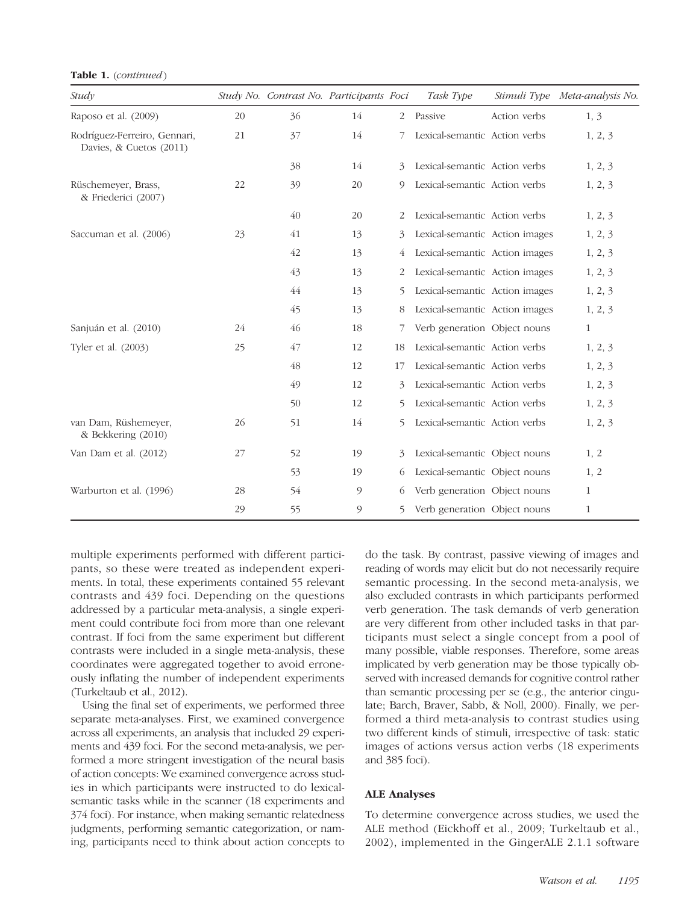**Table 1.** (*continued*)

| *Study* | *Study No.* | *Contrast No.* | *Participants* | *Foci* | *Task Type* | *Stimuli Type* | *Meta-analysis No.* |
|---|---|---|---|---|---|---|---|
| Raposo et al. (2009) | 20 | 36 | 14 | 2 | Passive | Action verbs | 1, 3 |
| Rodríguez-Ferreiro, Gennari, Davies, & Cuetos (2011) | 21 | 37 | 14 | 7 | Lexical-semantic | Action verbs | 1, 2, 3 |
| | | 38 | 14 | 3 | Lexical-semantic | Action verbs | 1, 2, 3 |
| Rüschemeyer, Brass, & Friederici (2007) | 22 | 39 | 20 | 9 | Lexical-semantic | Action verbs | 1, 2, 3 |
| | | 40 | 20 | 2 | Lexical-semantic | Action verbs | 1, 2, 3 |
| Saccuman et al. (2006) | 23 | 41 | 13 | 3 | Lexical-semantic | Action images | 1, 2, 3 |
| | | 42 | 13 | 4 | Lexical-semantic | Action images | 1, 2, 3 |
| | | 43 | 13 | 2 | Lexical-semantic | Action images | 1, 2, 3 |
| | | 44 | 13 | 5 | Lexical-semantic | Action images | 1, 2, 3 |
| | | 45 | 13 | 8 | Lexical-semantic | Action images | 1, 2, 3 |
| Sanjuán et al. (2010) | 24 | 46 | 18 | 7 | Verb generation | Object nouns | 1 |
| Tyler et al. (2003) | 25 | 47 | 12 | 18 | Lexical-semantic | Action verbs | 1, 2, 3 |
| | | 48 | 12 | 17 | Lexical-semantic | Action verbs | 1, 2, 3 |
| | | 49 | 12 | 3 | Lexical-semantic | Action verbs | 1, 2, 3 |
| | | 50 | 12 | 5 | Lexical-semantic | Action verbs | 1, 2, 3 |
| van Dam, Rüshemeyer, & Bekkering (2010) | 26 | 51 | 14 | 5 | Lexical-semantic | Action verbs | 1, 2, 3 |
| Van Dam et al. (2012) | 27 | 52 | 19 | 3 | Lexical-semantic | Object nouns | 1, 2 |
| | | 53 | 19 | 6 | Lexical-semantic | Object nouns | 1, 2 |
| Warburton et al. (1996) | 28 | 54 | 9 | 6 | Verb generation | Object nouns | 1 |
| | 29 | 55 | 9 | 5 | Verb generation | Object nouns | 1 |

multiple experiments performed with different participants, so these were treated as independent experiments. In total, these experiments contained 55 relevant contrasts and 439 foci. Depending on the questions addressed by a particular meta-analysis, a single experiment could contribute foci from more than one relevant contrast. If foci from the same experiment but different contrasts were included in a single meta-analysis, these coordinates were aggregated together to avoid erroneously inflating the number of independent experiments (Turkeltaub et al., 2012).

Using the final set of experiments, we performed three separate meta-analyses. First, we examined convergence across all experiments, an analysis that included 29 experiments and 439 foci. For the second meta-analysis, we performed a more stringent investigation of the neural basis of action concepts: We examined convergence across studies in which participants were instructed to do lexical-semantic tasks while in the scanner (18 experiments and 374 foci). For instance, when making semantic relatedness judgments, performing semantic categorization, or naming, participants need to think about action concepts to do the task. By contrast, passive viewing of images and reading of words may elicit but do not necessarily require semantic processing. In the second meta-analysis, we also excluded contrasts in which participants performed verb generation. The task demands of verb generation are very different from other included tasks in that participants must select a single concept from a pool of many possible, viable responses. Therefore, some areas implicated by verb generation may be those typically observed with increased demands for cognitive control rather than semantic processing per se (e.g., the anterior cingulate; Barch, Braver, Sabb, & Noll, 2000). Finally, we performed a third meta-analysis to contrast studies using two different kinds of stimuli, irrespective of task: static images of actions versus action verbs (18 experiments and 385 foci).

### ALE Analyses

To determine convergence across studies, we used the ALE method (Eickhoff et al., 2009; Turkeltaub et al., 2002), implemented in the GingerALE 2.1.1 software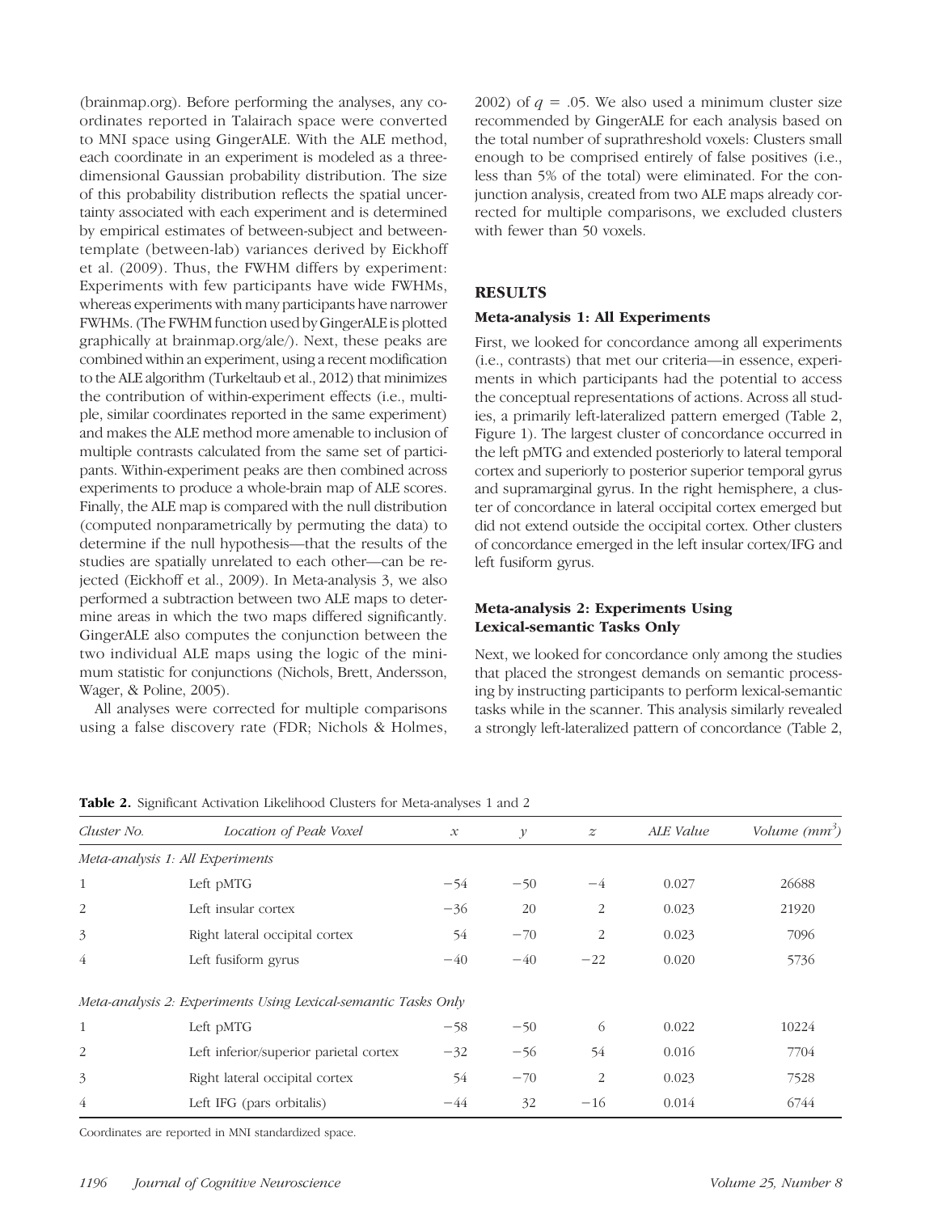(brainmap.org). Before performing the analyses, any coordinates reported in Talairach space were converted to MNI space using GingerALE. With the ALE method, each coordinate in an experiment is modeled as a three-dimensional Gaussian probability distribution. The size of this probability distribution reflects the spatial uncertainty associated with each experiment and is determined by empirical estimates of between-subject and between-template (between-lab) variances derived by Eickhoff et al. (2009). Thus, the FWHM differs by experiment: Experiments with few participants have wide FWHMs, whereas experiments with many participants have narrower FWHMs. (The FWHM function used by GingerALE is plotted graphically at brainmap.org/ale/). Next, these peaks are combined within an experiment, using a recent modification to the ALE algorithm (Turkeltaub et al., 2012) that minimizes the contribution of within-experiment effects (i.e., multiple, similar coordinates reported in the same experiment) and makes the ALE method more amenable to inclusion of multiple contrasts calculated from the same set of participants. Within-experiment peaks are then combined across experiments to produce a whole-brain map of ALE scores. Finally, the ALE map is compared with the null distribution (computed nonparametrically by permuting the data) to determine if the null hypothesis—that the results of the studies are spatially unrelated to each other—can be rejected (Eickhoff et al., 2009). In Meta-analysis 3, we also performed a subtraction between two ALE maps to determine areas in which the two maps differed significantly. GingerALE also computes the conjunction between the two individual ALE maps using the logic of the minimum statistic for conjunctions (Nichols, Brett, Andersson, Wager, & Poline, 2005).

All analyses were corrected for multiple comparisons using a false discovery rate (FDR; Nichols & Holmes, 2002) of $q = .05$. We also used a minimum cluster size recommended by GingerALE for each analysis based on the total number of suprathreshold voxels: Clusters small enough to be comprised entirely of false positives (i.e., less than 5% of the total) were eliminated. For the conjunction analysis, created from two ALE maps already corrected for multiple comparisons, we excluded clusters with fewer than 50 voxels.

## RESULTS

### Meta-analysis 1: All Experiments

First, we looked for concordance among all experiments (i.e., contrasts) that met our criteria—in essence, experiments in which participants had the potential to access the conceptual representations of actions. Across all studies, a primarily left-lateralized pattern emerged (Table 2, Figure 1). The largest cluster of concordance occurred in the left pMTG and extended posteriorly to lateral temporal cortex and superiorly to posterior superior temporal gyrus and supramarginal gyrus. In the right hemisphere, a cluster of concordance in lateral occipital cortex emerged but did not extend outside the occipital cortex. Other clusters of concordance emerged in the left insular cortex/IFG and left fusiform gyrus.

### Meta-analysis 2: Experiments Using Lexical-semantic Tasks Only

Next, we looked for concordance only among the studies that placed the strongest demands on semantic processing by instructing participants to perform lexical-semantic tasks while in the scanner. This analysis similarly revealed a strongly left-lateralized pattern of concordance (Table 2,

**Table 2.** Significant Activation Likelihood Clusters for Meta-analyses 1 and 2

| *Cluster No.* | *Location of Peak Voxel* | $x$ | $y$ | $z$ | *ALE Value* | *Volume (mm$^3$)* |
|---|---|---|---|---|---|---|
| *Meta-analysis 1: All Experiments* | | | | | | |
| 1 | Left pMTG | −54 | −50 | −4 | 0.027 | 26688 |
| 2 | Left insular cortex | −36 | 20 | 2 | 0.023 | 21920 |
| 3 | Right lateral occipital cortex | 54 | −70 | 2 | 0.023 | 7096 |
| 4 | Left fusiform gyrus | −40 | −40 | −22 | 0.020 | 5736 |
| *Meta-analysis 2: Experiments Using Lexical-semantic Tasks Only* | | | | | | |
| 1 | Left pMTG | −58 | −50 | 6 | 0.022 | 10224 |
| 2 | Left inferior/superior parietal cortex | −32 | −56 | 54 | 0.016 | 7704 |
| 3 | Right lateral occipital cortex | 54 | −70 | 2 | 0.023 | 7528 |
| 4 | Left IFG (pars orbitalis) | −44 | 32 | −16 | 0.014 | 6744 |

Coordinates are reported in MNI standardized space.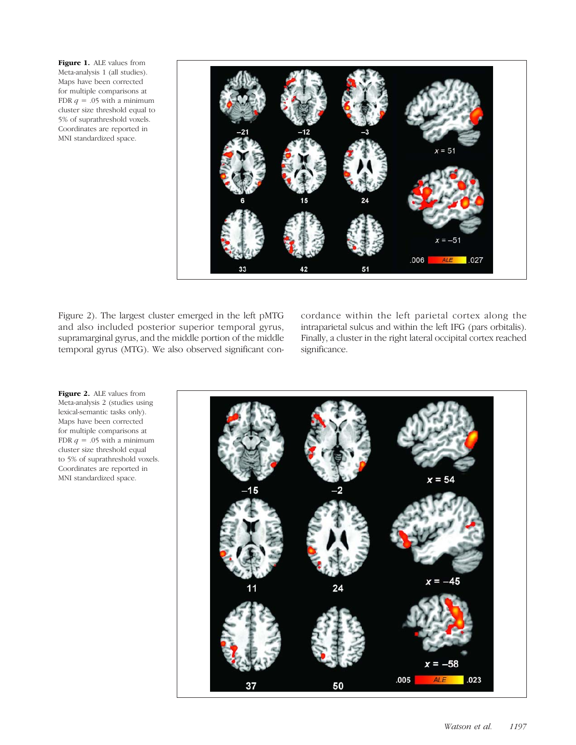**Figure 1.** ALE values from Meta-analysis 1 (all studies). Maps have been corrected for multiple comparisons at FDR $q$ = .05 with a minimum cluster size threshold equal to 5% of suprathreshold voxels. Coordinates are reported in MNI standardized space.

Figure 2). The largest cluster emerged in the left pMTG and also included posterior superior temporal gyrus, supramarginal gyrus, and the middle portion of the middle temporal gyrus (MTG). We also observed significant concordance within the left parietal cortex along the intraparietal sulcus and within the left IFG (pars orbitalis). Finally, a cluster in the right lateral occipital cortex reached significance.

**Figure 2.** ALE values from Meta-analysis 2 (studies using lexical-semantic tasks only). Maps have been corrected for multiple comparisons at FDR $q$ = .05 with a minimum cluster size threshold equal to 5% of suprathreshold voxels. Coordinates are reported in MNI standardized space.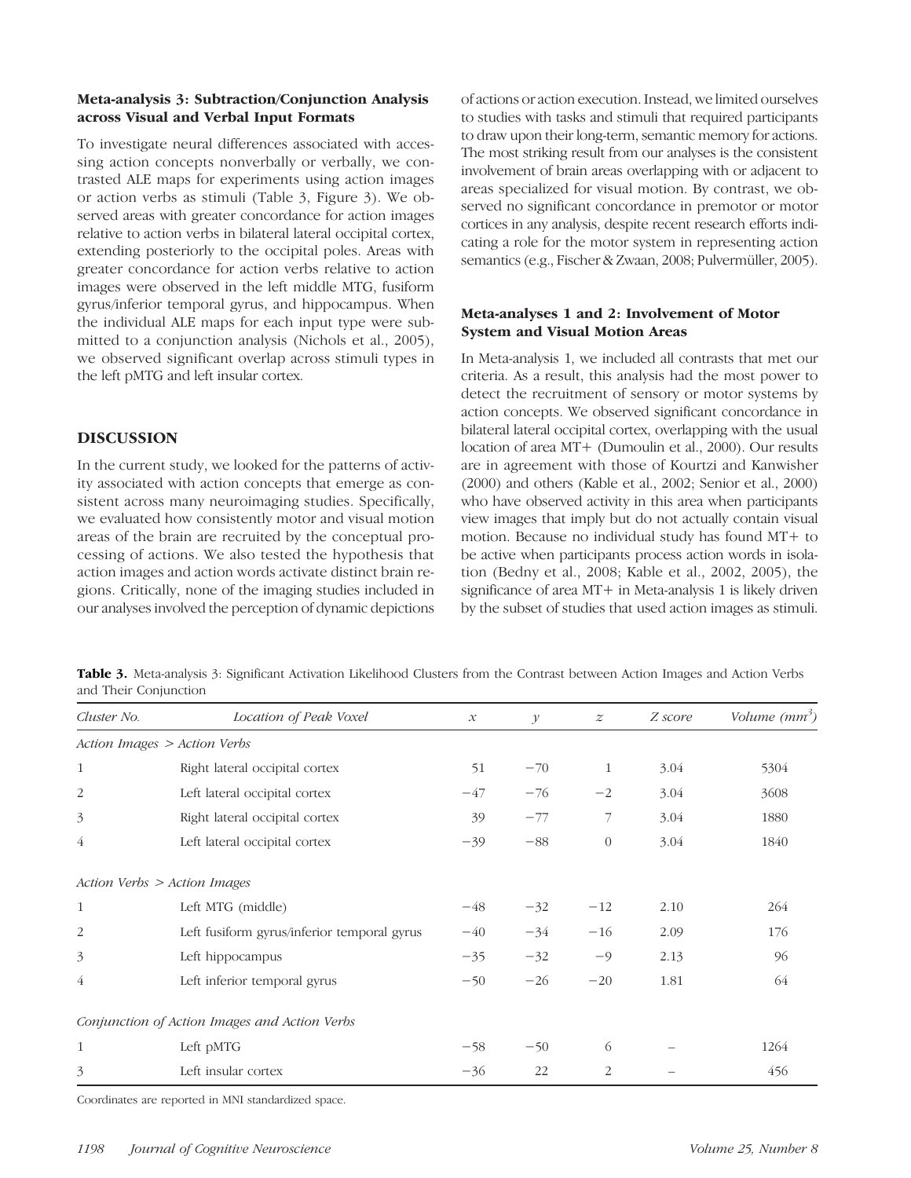### Meta-analysis 3: Subtraction/Conjunction Analysis across Visual and Verbal Input Formats

To investigate neural differences associated with accessing action concepts nonverbally or verbally, we contrasted ALE maps for experiments using action images or action verbs as stimuli (Table 3, Figure 3). We observed areas with greater concordance for action images relative to action verbs in bilateral lateral occipital cortex, extending posteriorly to the occipital poles. Areas with greater concordance for action verbs relative to action images were observed in the left middle MTG, fusiform gyrus/inferior temporal gyrus, and hippocampus. When the individual ALE maps for each input type were submitted to a conjunction analysis (Nichols et al., 2005), we observed significant overlap across stimuli types in the left pMTG and left insular cortex.

## DISCUSSION

In the current study, we looked for the patterns of activity associated with action concepts that emerge as consistent across many neuroimaging studies. Specifically, we evaluated how consistently motor and visual motion areas of the brain are recruited by the conceptual processing of actions. We also tested the hypothesis that action images and action words activate distinct brain regions. Critically, none of the imaging studies included in our analyses involved the perception of dynamic depictions of actions or action execution. Instead, we limited ourselves to studies with tasks and stimuli that required participants to draw upon their long-term, semantic memory for actions. The most striking result from our analyses is the consistent involvement of brain areas overlapping with or adjacent to areas specialized for visual motion. By contrast, we observed no significant concordance in premotor or motor cortices in any analysis, despite recent research efforts indicating a role for the motor system in representing action semantics (e.g., Fischer & Zwaan, 2008; Pulvermüller, 2005).

### Meta-analyses 1 and 2: Involvement of Motor System and Visual Motion Areas

In Meta-analysis 1, we included all contrasts that met our criteria. As a result, this analysis had the most power to detect the recruitment of sensory or motor systems by action concepts. We observed significant concordance in bilateral lateral occipital cortex, overlapping with the usual location of area MT+ (Dumoulin et al., 2000). Our results are in agreement with those of Kourtzi and Kanwisher (2000) and others (Kable et al., 2002; Senior et al., 2000) who have observed activity in this area when participants view images that imply but do not actually contain visual motion. Because no individual study has found MT+ to be active when participants process action words in isolation (Bedny et al., 2008; Kable et al., 2002, 2005), the significance of area MT+ in Meta-analysis 1 is likely driven by the subset of studies that used action images as stimuli.

**Table 3.** Meta-analysis 3: Significant Activation Likelihood Clusters from the Contrast between Action Images and Action Verbs and Their Conjunction

| *Cluster No.* | *Location of Peak Voxel* | *x* | *y* | *z* | *Z score* | *Volume (mm³)* |
|---|---|---|---|---|---|---|
| *Action Images > Action Verbs* | | | | | | |
| 1 | Right lateral occipital cortex | 51 | −70 | 1 | 3.04 | 5304 |
| 2 | Left lateral occipital cortex | −47 | −76 | −2 | 3.04 | 3608 |
| 3 | Right lateral occipital cortex | 39 | −77 | 7 | 3.04 | 1880 |
| 4 | Left lateral occipital cortex | −39 | −88 | 0 | 3.04 | 1840 |
| *Action Verbs > Action Images* | | | | | | |
| 1 | Left MTG (middle) | −48 | −32 | −12 | 2.10 | 264 |
| 2 | Left fusiform gyrus/inferior temporal gyrus | −40 | −34 | −16 | 2.09 | 176 |
| 3 | Left hippocampus | −35 | −32 | −9 | 2.13 | 96 |
| 4 | Left inferior temporal gyrus | −50 | −26 | −20 | 1.81 | 64 |
| *Conjunction of Action Images and Action Verbs* | | | | | | |
| 1 | Left pMTG | −58 | −50 | 6 | – | 1264 |
| 3 | Left insular cortex | −36 | 22 | 2 | – | 456 |

Coordinates are reported in MNI standardized space.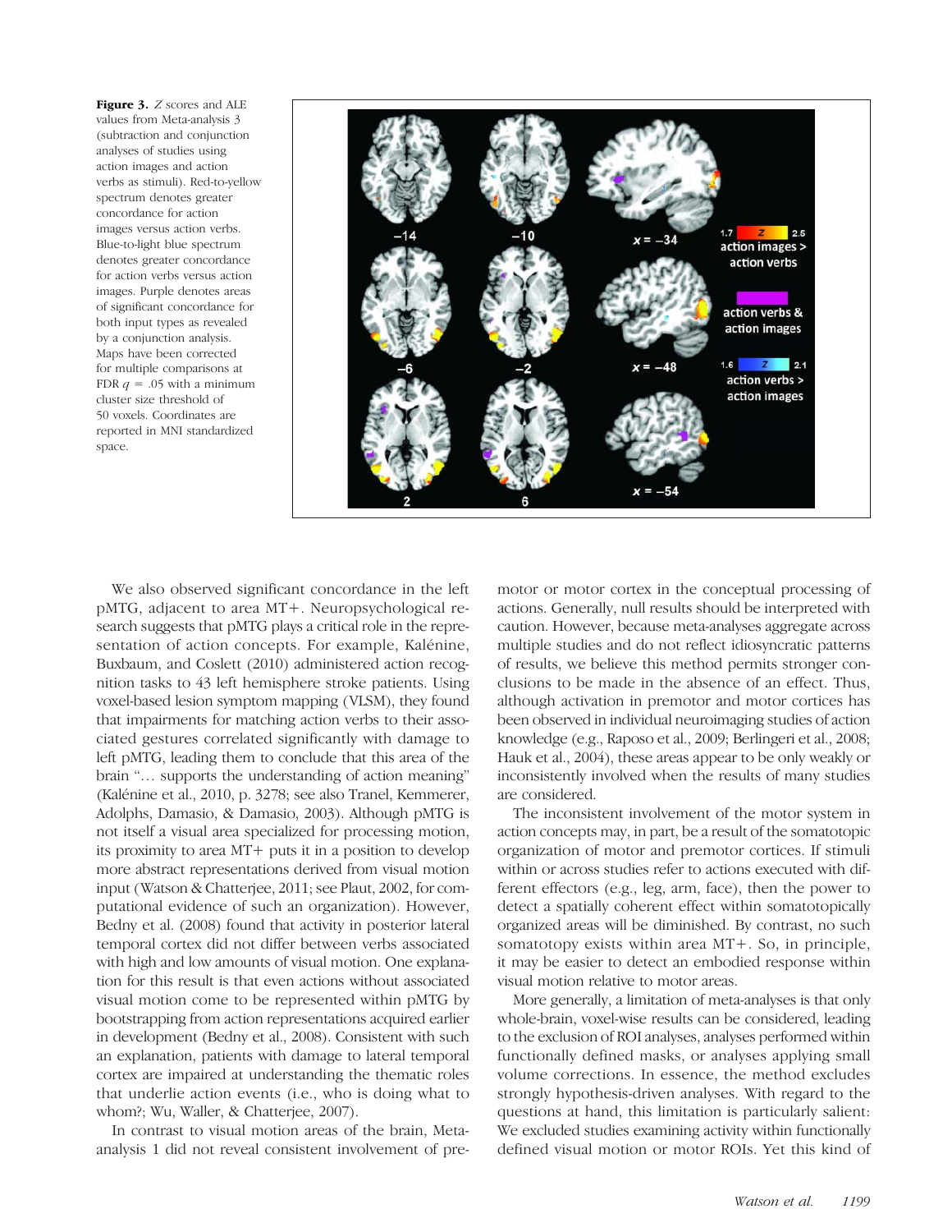**Figure 3.** *Z* scores and ALE values from Meta-analysis 3 (subtraction and conjunction analyses of studies using action images and action verbs as stimuli). Red-to-yellow spectrum denotes greater concordance for action images versus action verbs. Blue-to-light blue spectrum denotes greater concordance for action verbs versus action images. Purple denotes areas of significant concordance for both input types as revealed by a conjunction analysis. Maps have been corrected for multiple comparisons at FDR $q = .05$ with a minimum cluster size threshold of 50 voxels. Coordinates are reported in MNI standardized space.

We also observed significant concordance in the left pMTG, adjacent to area MT+. Neuropsychological research suggests that pMTG plays a critical role in the representation of action concepts. For example, Kalénine, Buxbaum, and Coslett (2010) administered action recognition tasks to 43 left hemisphere stroke patients. Using voxel-based lesion symptom mapping (VLSM), they found that impairments for matching action verbs to their associated gestures correlated significantly with damage to left pMTG, leading them to conclude that this area of the brain "… supports the understanding of action meaning" (Kalénine et al., 2010, p. 3278; see also Tranel, Kemmerer, Adolphs, Damasio, & Damasio, 2003). Although pMTG is not itself a visual area specialized for processing motion, its proximity to area MT+ puts it in a position to develop more abstract representations derived from visual motion input (Watson & Chatterjee, 2011; see Plaut, 2002, for computational evidence of such an organization). However, Bedny et al. (2008) found that activity in posterior lateral temporal cortex did not differ between verbs associated with high and low amounts of visual motion. One explanation for this result is that even actions without associated visual motion come to be represented within pMTG by bootstrapping from action representations acquired earlier in development (Bedny et al., 2008). Consistent with such an explanation, patients with damage to lateral temporal cortex are impaired at understanding the thematic roles that underlie action events (i.e., who is doing what to whom?; Wu, Waller, & Chatterjee, 2007).

In contrast to visual motion areas of the brain, Meta-analysis 1 did not reveal consistent involvement of premotor or motor cortex in the conceptual processing of actions. Generally, null results should be interpreted with caution. However, because meta-analyses aggregate across multiple studies and do not reflect idiosyncratic patterns of results, we believe this method permits stronger conclusions to be made in the absence of an effect. Thus, although activation in premotor and motor cortices has been observed in individual neuroimaging studies of action knowledge (e.g., Raposo et al., 2009; Berlingeri et al., 2008; Hauk et al., 2004), these areas appear to be only weakly or inconsistently involved when the results of many studies are considered.

The inconsistent involvement of the motor system in action concepts may, in part, be a result of the somatotopic organization of motor and premotor cortices. If stimuli within or across studies refer to actions executed with different effectors (e.g., leg, arm, face), then the power to detect a spatially coherent effect within somatotopically organized areas will be diminished. By contrast, no such somatotopy exists within area MT+. So, in principle, it may be easier to detect an embodied response within visual motion relative to motor areas.

More generally, a limitation of meta-analyses is that only whole-brain, voxel-wise results can be considered, leading to the exclusion of ROI analyses, analyses performed within functionally defined masks, or analyses applying small volume corrections. In essence, the method excludes strongly hypothesis-driven analyses. With regard to the questions at hand, this limitation is particularly salient: We excluded studies examining activity within functionally defined visual motion or motor ROIs. Yet this kind of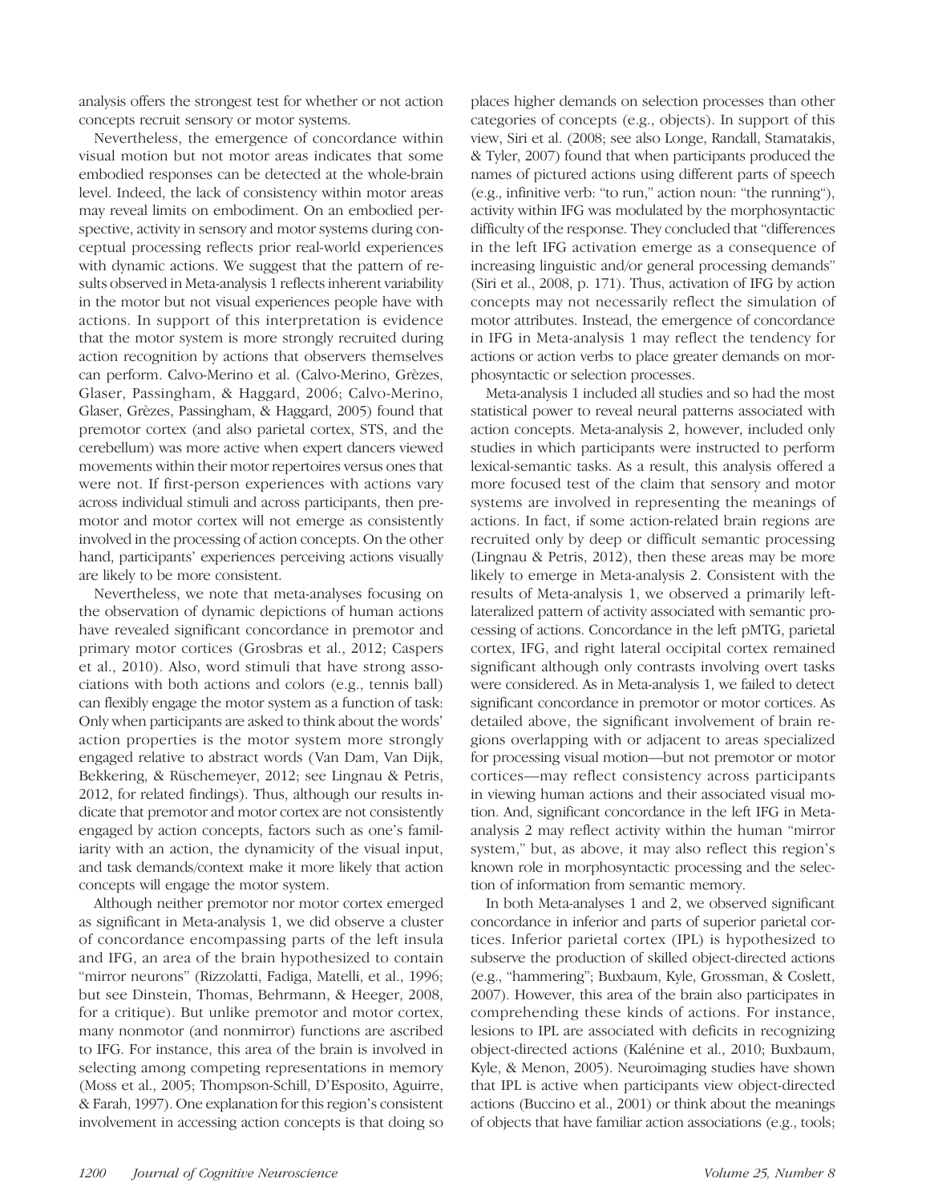analysis offers the strongest test for whether or not action concepts recruit sensory or motor systems.

Nevertheless, the emergence of concordance within visual motion but not motor areas indicates that some embodied responses can be detected at the whole-brain level. Indeed, the lack of consistency within motor areas may reveal limits on embodiment. On an embodied perspective, activity in sensory and motor systems during conceptual processing reflects prior real-world experiences with dynamic actions. We suggest that the pattern of results observed in Meta-analysis 1 reflects inherent variability in the motor but not visual experiences people have with actions. In support of this interpretation is evidence that the motor system is more strongly recruited during action recognition by actions that observers themselves can perform. Calvo-Merino et al. (Calvo-Merino, Grèzes, Glaser, Passingham, & Haggard, 2006; Calvo-Merino, Glaser, Grèzes, Passingham, & Haggard, 2005) found that premotor cortex (and also parietal cortex, STS, and the cerebellum) was more active when expert dancers viewed movements within their motor repertoires versus ones that were not. If first-person experiences with actions vary across individual stimuli and across participants, then premotor and motor cortex will not emerge as consistently involved in the processing of action concepts. On the other hand, participants' experiences perceiving actions visually are likely to be more consistent.

Nevertheless, we note that meta-analyses focusing on the observation of dynamic depictions of human actions have revealed significant concordance in premotor and primary motor cortices (Grosbras et al., 2012; Caspers et al., 2010). Also, word stimuli that have strong associations with both actions and colors (e.g., tennis ball) can flexibly engage the motor system as a function of task: Only when participants are asked to think about the words' action properties is the motor system more strongly engaged relative to abstract words (Van Dam, Van Dijk, Bekkering, & Rüschemeyer, 2012; see Lingnau & Petris, 2012, for related findings). Thus, although our results indicate that premotor and motor cortex are not consistently engaged by action concepts, factors such as one's familiarity with an action, the dynamicity of the visual input, and task demands/context make it more likely that action concepts will engage the motor system.

Although neither premotor nor motor cortex emerged as significant in Meta-analysis 1, we did observe a cluster of concordance encompassing parts of the left insula and IFG, an area of the brain hypothesized to contain "mirror neurons" (Rizzolatti, Fadiga, Matelli, et al., 1996; but see Dinstein, Thomas, Behrmann, & Heeger, 2008, for a critique). But unlike premotor and motor cortex, many nonmotor (and nonmirror) functions are ascribed to IFG. For instance, this area of the brain is involved in selecting among competing representations in memory (Moss et al., 2005; Thompson-Schill, D'Esposito, Aguirre, & Farah, 1997). One explanation for this region's consistent involvement in accessing action concepts is that doing so places higher demands on selection processes than other categories of concepts (e.g., objects). In support of this view, Siri et al. (2008; see also Longe, Randall, Stamatakis, & Tyler, 2007) found that when participants produced the names of pictured actions using different parts of speech (e.g., infinitive verb: "to run," action noun: "the running"), activity within IFG was modulated by the morphosyntactic difficulty of the response. They concluded that "differences in the left IFG activation emerge as a consequence of increasing linguistic and/or general processing demands" (Siri et al., 2008, p. 171). Thus, activation of IFG by action concepts may not necessarily reflect the simulation of motor attributes. Instead, the emergence of concordance in IFG in Meta-analysis 1 may reflect the tendency for actions or action verbs to place greater demands on morphosyntactic or selection processes.

Meta-analysis 1 included all studies and so had the most statistical power to reveal neural patterns associated with action concepts. Meta-analysis 2, however, included only studies in which participants were instructed to perform lexical-semantic tasks. As a result, this analysis offered a more focused test of the claim that sensory and motor systems are involved in representing the meanings of actions. In fact, if some action-related brain regions are recruited only by deep or difficult semantic processing (Lingnau & Petris, 2012), then these areas may be more likely to emerge in Meta-analysis 2. Consistent with the results of Meta-analysis 1, we observed a primarily left-lateralized pattern of activity associated with semantic processing of actions. Concordance in the left pMTG, parietal cortex, IFG, and right lateral occipital cortex remained significant although only contrasts involving overt tasks were considered. As in Meta-analysis 1, we failed to detect significant concordance in premotor or motor cortices. As detailed above, the significant involvement of brain regions overlapping with or adjacent to areas specialized for processing visual motion—but not premotor or motor cortices—may reflect consistency across participants in viewing human actions and their associated visual motion. And, significant concordance in the left IFG in Meta-analysis 2 may reflect activity within the human "mirror system," but, as above, it may also reflect this region's known role in morphosyntactic processing and the selection of information from semantic memory.

In both Meta-analyses 1 and 2, we observed significant concordance in inferior and parts of superior parietal cortices. Inferior parietal cortex (IPL) is hypothesized to subserve the production of skilled object-directed actions (e.g., "hammering"; Buxbaum, Kyle, Grossman, & Coslett, 2007). However, this area of the brain also participates in comprehending these kinds of actions. For instance, lesions to IPL are associated with deficits in recognizing object-directed actions (Kalénine et al., 2010; Buxbaum, Kyle, & Menon, 2005). Neuroimaging studies have shown that IPL is active when participants view object-directed actions (Buccino et al., 2001) or think about the meanings of objects that have familiar action associations (e.g., tools;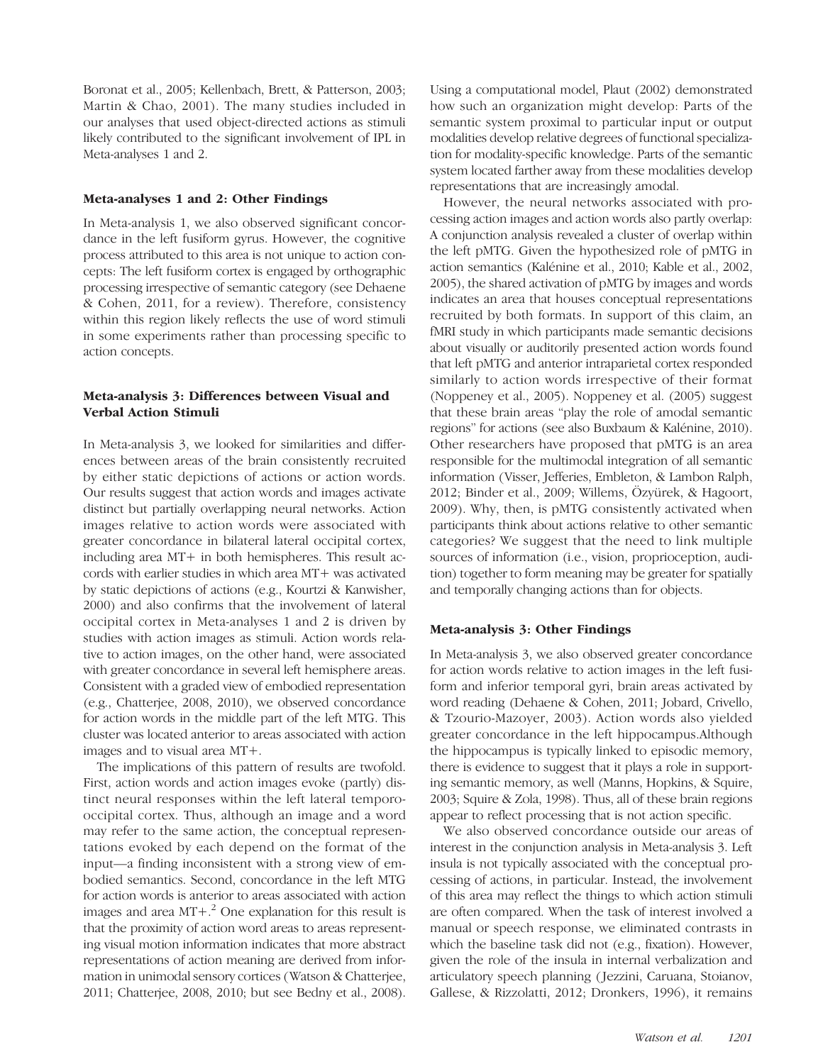Boronat et al., 2005; Kellenbach, Brett, & Patterson, 2003; Martin & Chao, 2001). The many studies included in our analyses that used object-directed actions as stimuli likely contributed to the significant involvement of IPL in Meta-analyses 1 and 2.

### Meta-analyses 1 and 2: Other Findings

In Meta-analysis 1, we also observed significant concordance in the left fusiform gyrus. However, the cognitive process attributed to this area is not unique to action concepts: The left fusiform cortex is engaged by orthographic processing irrespective of semantic category (see Dehaene & Cohen, 2011, for a review). Therefore, consistency within this region likely reflects the use of word stimuli in some experiments rather than processing specific to action concepts.

### Meta-analysis 3: Differences between Visual and Verbal Action Stimuli

In Meta-analysis 3, we looked for similarities and differences between areas of the brain consistently recruited by either static depictions of actions or action words. Our results suggest that action words and images activate distinct but partially overlapping neural networks. Action images relative to action words were associated with greater concordance in bilateral lateral occipital cortex, including area MT+ in both hemispheres. This result accords with earlier studies in which area MT+ was activated by static depictions of actions (e.g., Kourtzi & Kanwisher, 2000) and also confirms that the involvement of lateral occipital cortex in Meta-analyses 1 and 2 is driven by studies with action images as stimuli. Action words relative to action images, on the other hand, were associated with greater concordance in several left hemisphere areas. Consistent with a graded view of embodied representation (e.g., Chatterjee, 2008, 2010), we observed concordance for action words in the middle part of the left MTG. This cluster was located anterior to areas associated with action images and to visual area MT+.

The implications of this pattern of results are twofold. First, action words and action images evoke (partly) distinct neural responses within the left lateral temporo-occipital cortex. Thus, although an image and a word may refer to the same action, the conceptual representations evoked by each depend on the format of the input—a finding inconsistent with a strong view of embodied semantics. Second, concordance in the left MTG for action words is anterior to areas associated with action images and area MT+.[2] One explanation for this result is that the proximity of action word areas to areas representing visual motion information indicates that more abstract representations of action meaning are derived from information in unimodal sensory cortices (Watson & Chatterjee, 2011; Chatterjee, 2008, 2010; but see Bedny et al., 2008). Using a computational model, Plaut (2002) demonstrated how such an organization might develop: Parts of the semantic system proximal to particular input or output modalities develop relative degrees of functional specialization for modality-specific knowledge. Parts of the semantic system located farther away from these modalities develop representations that are increasingly amodal.

However, the neural networks associated with processing action images and action words also partly overlap: A conjunction analysis revealed a cluster of overlap within the left pMTG. Given the hypothesized role of pMTG in action semantics (Kalénine et al., 2010; Kable et al., 2002, 2005), the shared activation of pMTG by images and words indicates an area that houses conceptual representations recruited by both formats. In support of this claim, an fMRI study in which participants made semantic decisions about visually or auditorily presented action words found that left pMTG and anterior intraparietal cortex responded similarly to action words irrespective of their format (Noppeney et al., 2005). Noppeney et al. (2005) suggest that these brain areas "play the role of amodal semantic regions" for actions (see also Buxbaum & Kalénine, 2010). Other researchers have proposed that pMTG is an area responsible for the multimodal integration of all semantic information (Visser, Jefferies, Embleton, & Lambon Ralph, 2012; Binder et al., 2009; Willems, Özyürek, & Hagoort, 2009). Why, then, is pMTG consistently activated when participants think about actions relative to other semantic categories? We suggest that the need to link multiple sources of information (i.e., vision, proprioception, audition) together to form meaning may be greater for spatially and temporally changing actions than for objects.

### Meta-analysis 3: Other Findings

In Meta-analysis 3, we also observed greater concordance for action words relative to action images in the left fusiform and inferior temporal gyri, brain areas activated by word reading (Dehaene & Cohen, 2011; Jobard, Crivello, & Tzourio-Mazoyer, 2003). Action words also yielded greater concordance in the left hippocampus.Although the hippocampus is typically linked to episodic memory, there is evidence to suggest that it plays a role in supporting semantic memory, as well (Manns, Hopkins, & Squire, 2003; Squire & Zola, 1998). Thus, all of these brain regions appear to reflect processing that is not action specific.

We also observed concordance outside our areas of interest in the conjunction analysis in Meta-analysis 3. Left insula is not typically associated with the conceptual processing of actions, in particular. Instead, the involvement of this area may reflect the things to which action stimuli are often compared. When the task of interest involved a manual or speech response, we eliminated contrasts in which the baseline task did not (e.g., fixation). However, given the role of the insula in internal verbalization and articulatory speech planning (Jezzini, Caruana, Stoianov, Gallese, & Rizzolatti, 2012; Dronkers, 1996), it remains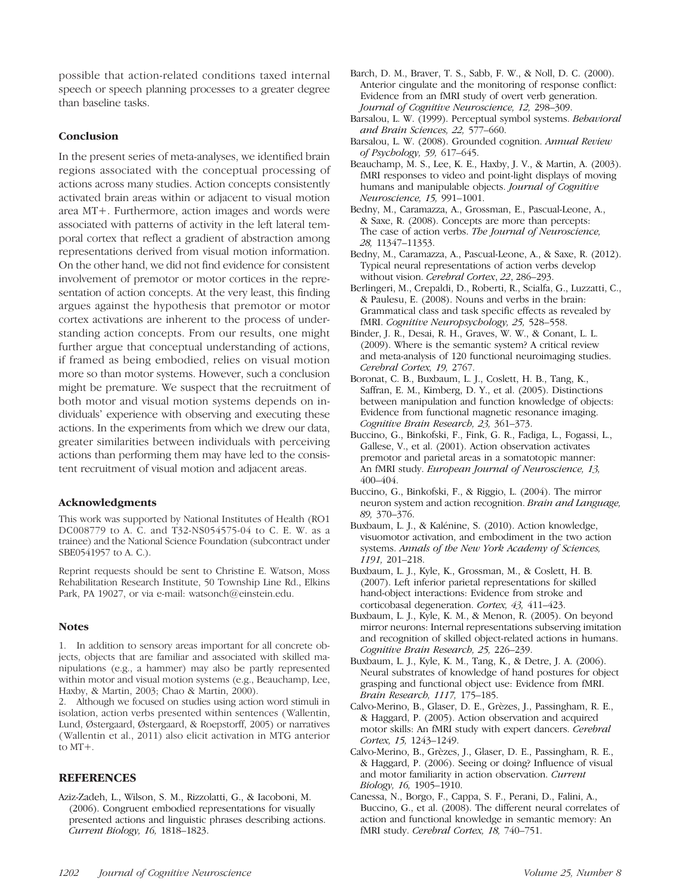possible that action-related conditions taxed internal speech or speech planning processes to a greater degree than baseline tasks.

### Conclusion

In the present series of meta-analyses, we identified brain regions associated with the conceptual processing of actions across many studies. Action concepts consistently activated brain areas within or adjacent to visual motion area MT+. Furthermore, action images and words were associated with patterns of activity in the left lateral temporal cortex that reflect a gradient of abstraction among representations derived from visual motion information. On the other hand, we did not find evidence for consistent involvement of premotor or motor cortices in the representation of action concepts. At the very least, this finding argues against the hypothesis that premotor or motor cortex activations are inherent to the process of understanding action concepts. From our results, one might further argue that conceptual understanding of actions, if framed as being embodied, relies on visual motion more so than motor systems. However, such a conclusion might be premature. We suspect that the recruitment of both motor and visual motion systems depends on individuals' experience with observing and executing these actions. In the experiments from which we drew our data, greater similarities between individuals with perceiving actions than performing them may have led to the consistent recruitment of visual motion and adjacent areas.

### Acknowledgments

This work was supported by National Institutes of Health (RO1 DC008779 to A. C. and T32-NS054575-04 to C. E. W. as a trainee) and the National Science Foundation (subcontract under SBE0541957 to A. C.).

Reprint requests should be sent to Christine E. Watson, Moss Rehabilitation Research Institute, 50 Township Line Rd., Elkins Park, PA 19027, or via e-mail: watsonch@einstein.edu.

### Notes

1. In addition to sensory areas important for all concrete objects, objects that are familiar and associated with skilled manipulations (e.g., a hammer) may also be partly represented within motor and visual motion systems (e.g., Beauchamp, Lee, Haxby, & Martin, 2003; Chao & Martin, 2000).

2. Although we focused on studies using action word stimuli in isolation, action verbs presented within sentences (Wallentin, Lund, Østergaard, Østergaard, & Roepstorff, 2005) or narratives (Wallentin et al., 2011) also elicit activation in MTG anterior to MT+.

## REFERENCES

Aziz-Zadeh, L., Wilson, S. M., Rizzolatti, G., & Iacoboni, M. (2006). Congruent embodied representations for visually presented actions and linguistic phrases describing actions. *Current Biology, 16,* 1818–1823.

Barch, D. M., Braver, T. S., Sabb, F. W., & Noll, D. C. (2000). Anterior cingulate and the monitoring of response conflict: Evidence from an fMRI study of overt verb generation. *Journal of Cognitive Neuroscience, 12,* 298–309.

Barsalou, L. W. (1999). Perceptual symbol systems. *Behavioral and Brain Sciences, 22,* 577–660.

Barsalou, L. W. (2008). Grounded cognition. *Annual Review of Psychology, 59,* 617–645.

Beauchamp, M. S., Lee, K. E., Haxby, J. V., & Martin, A. (2003). fMRI responses to video and point-light displays of moving humans and manipulable objects. *Journal of Cognitive Neuroscience, 15,* 991–1001.

Bedny, M., Caramazza, A., Grossman, E., Pascual-Leone, A., & Saxe, R. (2008). Concepts are more than percepts: The case of action verbs. *The Journal of Neuroscience, 28,* 11347–11353.

Bedny, M., Caramazza, A., Pascual-Leone, A., & Saxe, R. (2012). Typical neural representations of action verbs develop without vision. *Cerebral Cortex*, *22*, 286–293.

Berlingeri, M., Crepaldi, D., Roberti, R., Scialfa, G., Luzzatti, C., & Paulesu, E. (2008). Nouns and verbs in the brain: Grammatical class and task specific effects as revealed by fMRI. *Cognitive Neuropsychology, 25,* 528–558.

Binder, J. R., Desai, R. H., Graves, W. W., & Conant, L. L. (2009). Where is the semantic system? A critical review and meta-analysis of 120 functional neuroimaging studies. *Cerebral Cortex, 19,* 2767.

Boronat, C. B., Buxbaum, L. J., Coslett, H. B., Tang, K., Saffran, E. M., Kimberg, D. Y., et al. (2005). Distinctions between manipulation and function knowledge of objects: Evidence from functional magnetic resonance imaging. *Cognitive Brain Research, 23,* 361–373.

Buccino, G., Binkofski, F., Fink, G. R., Fadiga, L., Fogassi, L., Gallese, V., et al. (2001). Action observation activates premotor and parietal areas in a somatotopic manner: An fMRI study. *European Journal of Neuroscience, 13,* 400–404.

Buccino, G., Binkofski, F., & Riggio, L. (2004). The mirror neuron system and action recognition. *Brain and Language, 89,* 370–376.

Buxbaum, L. J., & Kalénine, S. (2010). Action knowledge, visuomotor activation, and embodiment in the two action systems. *Annals of the New York Academy of Sciences, 1191,* 201–218.

Buxbaum, L. J., Kyle, K., Grossman, M., & Coslett, H. B. (2007). Left inferior parietal representations for skilled hand-object interactions: Evidence from stroke and corticobasal degeneration. *Cortex, 43,* 411–423.

Buxbaum, L. J., Kyle, K. M., & Menon, R. (2005). On beyond mirror neurons: Internal representations subserving imitation and recognition of skilled object-related actions in humans. *Cognitive Brain Research, 25,* 226–239.

Buxbaum, L. J., Kyle, K. M., Tang, K., & Detre, J. A. (2006). Neural substrates of knowledge of hand postures for object grasping and functional object use: Evidence from fMRI. *Brain Research, 1117,* 175–185.

Calvo-Merino, B., Glaser, D. E., Grèzes, J., Passingham, R. E., & Haggard, P. (2005). Action observation and acquired motor skills: An fMRI study with expert dancers. *Cerebral Cortex, 15,* 1243–1249.

Calvo-Merino, B., Grèzes, J., Glaser, D. E., Passingham, R. E., & Haggard, P. (2006). Seeing or doing? Influence of visual and motor familiarity in action observation. *Current Biology, 16,* 1905–1910.

Canessa, N., Borgo, F., Cappa, S. F., Perani, D., Falini, A., Buccino, G., et al. (2008). The different neural correlates of action and functional knowledge in semantic memory: An fMRI study. *Cerebral Cortex, 18,* 740–751.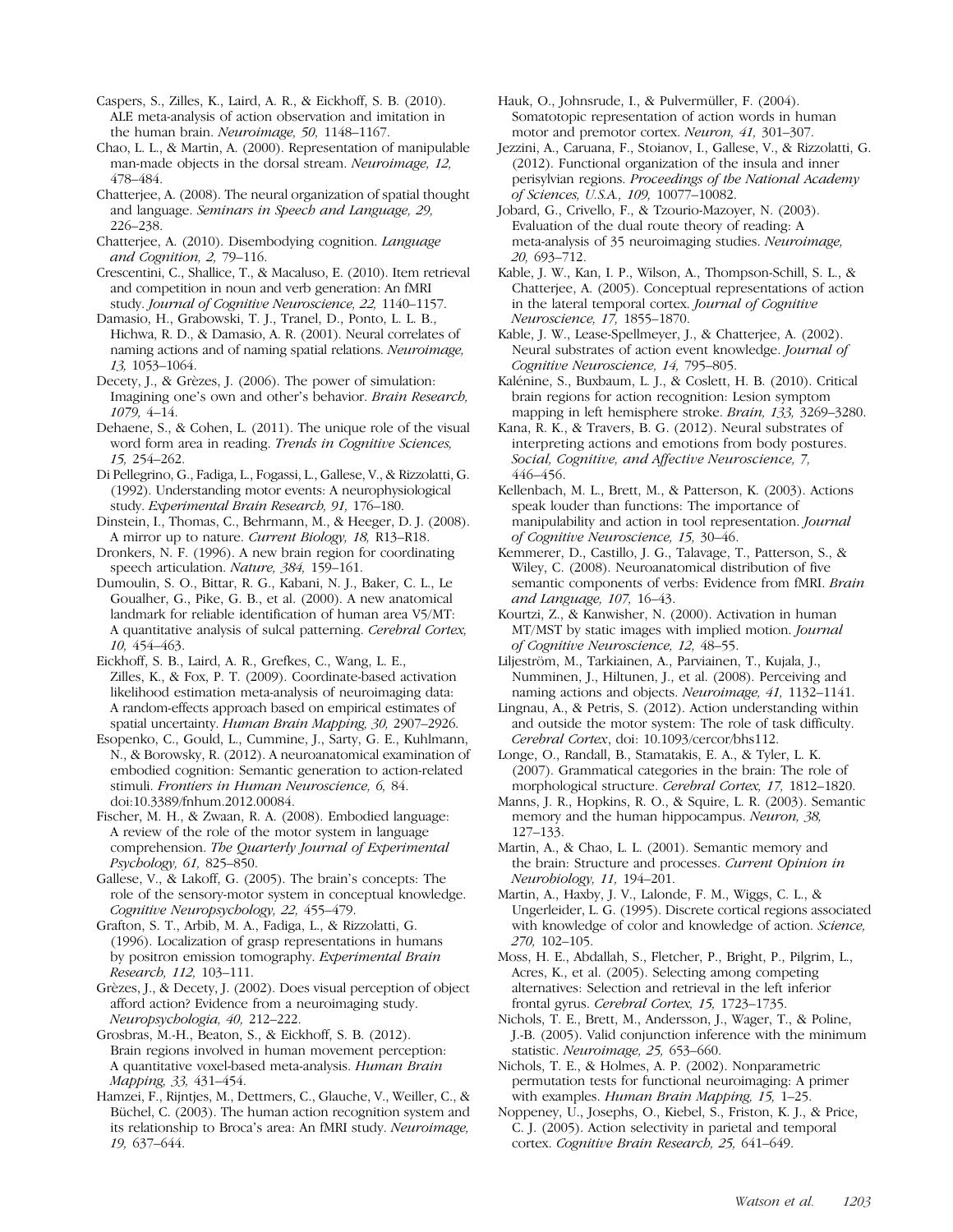Caspers, S., Zilles, K., Laird, A. R., & Eickhoff, S. B. (2010). ALE meta-analysis of action observation and imitation in the human brain. *Neuroimage, 50,* 1148–1167.

Chao, L. L., & Martin, A. (2000). Representation of manipulable man-made objects in the dorsal stream. *Neuroimage, 12,* 478–484.

Chatterjee, A. (2008). The neural organization of spatial thought and language. *Seminars in Speech and Language, 29,* 226–238.

Chatterjee, A. (2010). Disembodying cognition. *Language and Cognition, 2,* 79–116.

Crescentini, C., Shallice, T., & Macaluso, E. (2010). Item retrieval and competition in noun and verb generation: An fMRI study. *Journal of Cognitive Neuroscience, 22,* 1140–1157.

Damasio, H., Grabowski, T. J., Tranel, D., Ponto, L. L. B., Hichwa, R. D., & Damasio, A. R. (2001). Neural correlates of naming actions and of naming spatial relations. *Neuroimage, 13,* 1053–1064.

Decety, J., & Grèzes, J. (2006). The power of simulation: Imagining one's own and other's behavior. *Brain Research, 1079,* 4–14.

Dehaene, S., & Cohen, L. (2011). The unique role of the visual word form area in reading. *Trends in Cognitive Sciences, 15,* 254–262.

Di Pellegrino, G., Fadiga, L., Fogassi, L., Gallese, V., & Rizzolatti, G. (1992). Understanding motor events: A neurophysiological study. *Experimental Brain Research, 91,* 176–180.

Dinstein, I., Thomas, C., Behrmann, M., & Heeger, D. J. (2008). A mirror up to nature. *Current Biology, 18,* R13–R18.

Dronkers, N. F. (1996). A new brain region for coordinating speech articulation. *Nature, 384,* 159–161.

Dumoulin, S. O., Bittar, R. G., Kabani, N. J., Baker, C. L., Le Goualher, G., Pike, G. B., et al. (2000). A new anatomical landmark for reliable identification of human area V5/MT: A quantitative analysis of sulcal patterning. *Cerebral Cortex, 10,* 454–463.

Eickhoff, S. B., Laird, A. R., Grefkes, C., Wang, L. E., Zilles, K., & Fox, P. T. (2009). Coordinate-based activation likelihood estimation meta-analysis of neuroimaging data: A random-effects approach based on empirical estimates of spatial uncertainty. *Human Brain Mapping, 30,* 2907–2926.

Esopenko, C., Gould, L., Cummine, J., Sarty, G. E., Kuhlmann, N., & Borowsky, R. (2012). A neuroanatomical examination of embodied cognition: Semantic generation to action-related stimuli. *Frontiers in Human Neuroscience, 6,* 84. doi:10.3389/fnhum.2012.00084.

Fischer, M. H., & Zwaan, R. A. (2008). Embodied language: A review of the role of the motor system in language comprehension. *The Quarterly Journal of Experimental Psychology, 61,* 825–850.

Gallese, V., & Lakoff, G. (2005). The brain's concepts: The role of the sensory-motor system in conceptual knowledge. *Cognitive Neuropsychology, 22,* 455–479.

Grafton, S. T., Arbib, M. A., Fadiga, L., & Rizzolatti, G. (1996). Localization of grasp representations in humans by positron emission tomography. *Experimental Brain Research, 112,* 103–111.

Grèzes, J., & Decety, J. (2002). Does visual perception of object afford action? Evidence from a neuroimaging study. *Neuropsychologia, 40,* 212–222.

Grosbras, M.-H., Beaton, S., & Eickhoff, S. B. (2012). Brain regions involved in human movement perception: A quantitative voxel-based meta-analysis. *Human Brain Mapping, 33,* 431–454.

Hamzei, F., Rijntjes, M., Dettmers, C., Glauche, V., Weiller, C., & Büchel, C. (2003). The human action recognition system and its relationship to Broca's area: An fMRI study. *Neuroimage, 19,* 637–644.

Hauk, O., Johnsrude, I., & Pulvermüller, F. (2004). Somatotopic representation of action words in human motor and premotor cortex. *Neuron, 41,* 301–307.

Jezzini, A., Caruana, F., Stoianov, I., Gallese, V., & Rizzolatti, G. (2012). Functional organization of the insula and inner perisylvian regions. *Proceedings of the National Academy of Sciences, U.S.A., 109,* 10077–10082.

Jobard, G., Crivello, F., & Tzourio-Mazoyer, N. (2003). Evaluation of the dual route theory of reading: A meta-analysis of 35 neuroimaging studies. *Neuroimage, 20,* 693–712.

Kable, J. W., Kan, I. P., Wilson, A., Thompson-Schill, S. L., & Chatterjee, A. (2005). Conceptual representations of action in the lateral temporal cortex. *Journal of Cognitive Neuroscience, 17,* 1855–1870.

Kable, J. W., Lease-Spellmeyer, J., & Chatterjee, A. (2002). Neural substrates of action event knowledge. *Journal of Cognitive Neuroscience, 14,* 795–805.

Kalénine, S., Buxbaum, L. J., & Coslett, H. B. (2010). Critical brain regions for action recognition: Lesion symptom mapping in left hemisphere stroke. *Brain, 133,* 3269–3280.

Kana, R. K., & Travers, B. G. (2012). Neural substrates of interpreting actions and emotions from body postures. *Social, Cognitive, and Affective Neuroscience, 7,* 446–456.

Kellenbach, M. L., Brett, M., & Patterson, K. (2003). Actions speak louder than functions: The importance of manipulability and action in tool representation. *Journal of Cognitive Neuroscience, 15,* 30–46.

Kemmerer, D., Castillo, J. G., Talavage, T., Patterson, S., & Wiley, C. (2008). Neuroanatomical distribution of five semantic components of verbs: Evidence from fMRI. *Brain and Language, 107,* 16–43.

Kourtzi, Z., & Kanwisher, N. (2000). Activation in human MT/MST by static images with implied motion. *Journal of Cognitive Neuroscience, 12,* 48–55.

Liljeström, M., Tarkiainen, A., Parviainen, T., Kujala, J., Numminen, J., Hiltunen, J., et al. (2008). Perceiving and naming actions and objects. *Neuroimage, 41,* 1132–1141.

Lingnau, A., & Petris, S. (2012). Action understanding within and outside the motor system: The role of task difficulty. *Cerebral Cortex*, doi: 10.1093/cercor/bhs112.

Longe, O., Randall, B., Stamatakis, E. A., & Tyler, L. K. (2007). Grammatical categories in the brain: The role of morphological structure. *Cerebral Cortex, 17,* 1812–1820.

Manns, J. R., Hopkins, R. O., & Squire, L. R. (2003). Semantic memory and the human hippocampus. *Neuron, 38,* 127–133.

Martin, A., & Chao, L. L. (2001). Semantic memory and the brain: Structure and processes. *Current Opinion in Neurobiology, 11,* 194–201.

Martin, A., Haxby, J. V., Lalonde, F. M., Wiggs, C. L., & Ungerleider, L. G. (1995). Discrete cortical regions associated with knowledge of color and knowledge of action. *Science, 270,* 102–105.

Moss, H. E., Abdallah, S., Fletcher, P., Bright, P., Pilgrim, L., Acres, K., et al. (2005). Selecting among competing alternatives: Selection and retrieval in the left inferior frontal gyrus. *Cerebral Cortex, 15,* 1723–1735.

Nichols, T. E., Brett, M., Andersson, J., Wager, T., & Poline, J.-B. (2005). Valid conjunction inference with the minimum statistic. *Neuroimage, 25,* 653–660.

Nichols, T. E., & Holmes, A. P. (2002). Nonparametric permutation tests for functional neuroimaging: A primer with examples. *Human Brain Mapping, 15,* 1–25.

Noppeney, U., Josephs, O., Kiebel, S., Friston, K. J., & Price, C. J. (2005). Action selectivity in parietal and temporal cortex. *Cognitive Brain Research, 25,* 641–649.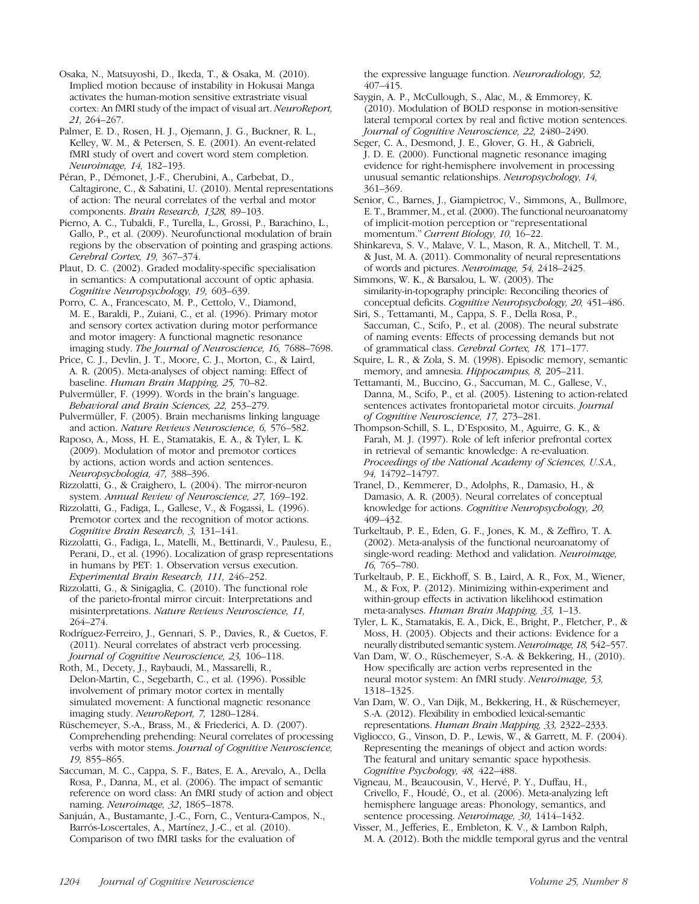Osaka, N., Matsuyoshi, D., Ikeda, T., & Osaka, M. (2010). Implied motion because of instability in Hokusai Manga activates the human-motion sensitive extrastriate visual cortex: An fMRI study of the impact of visual art. *NeuroReport, 21,* 264–267.

Palmer, E. D., Rosen, H. J., Ojemann, J. G., Buckner, R. L., Kelley, W. M., & Petersen, S. E. (2001). An event-related fMRI study of overt and covert word stem completion. *Neuroimage, 14,* 182–193.

Péran, P., Démonet, J.-F., Cherubini, A., Carbebat, D., Caltagirone, C., & Sabatini, U. (2010). Mental representations of action: The neural correlates of the verbal and motor components. *Brain Research, 1328,* 89–103.

Pierno, A. C., Tubaldi, F., Turella, L., Grossi, P., Barachino, L., Gallo, P., et al. (2009). Neurofunctional modulation of brain regions by the observation of pointing and grasping actions. *Cerebral Cortex, 19,* 367–374.

Plaut, D. C. (2002). Graded modality-specific specialisation in semantics: A computational account of optic aphasia. *Cognitive Neuropsychology, 19,* 603–639.

Porro, C. A., Francescato, M. P., Cettolo, V., Diamond, M. E., Baraldi, P., Zuiani, C., et al. (1996). Primary motor and sensory cortex activation during motor performance and motor imagery: A functional magnetic resonance imaging study. *The Journal of Neuroscience, 16,* 7688–7698.

Price, C. J., Devlin, J. T., Moore, C. J., Morton, C., & Laird, A. R. (2005). Meta-analyses of object naming: Effect of baseline. *Human Brain Mapping, 25,* 70–82.

Pulvermüller, F. (1999). Words in the brain's language. *Behavioral and Brain Sciences, 22,* 253–279.

Pulvermüller, F. (2005). Brain mechanisms linking language and action. *Nature Reviews Neuroscience, 6,* 576–582.

Raposo, A., Moss, H. E., Stamatakis, E. A., & Tyler, L. K. (2009). Modulation of motor and premotor cortices by actions, action words and action sentences. *Neuropsychologia, 47,* 388–396.

Rizzolatti, G., & Craighero, L. (2004). The mirror-neuron system. *Annual Review of Neuroscience, 27,* 169–192.

Rizzolatti, G., Fadiga, L., Gallese, V., & Fogassi, L. (1996). Premotor cortex and the recognition of motor actions. *Cognitive Brain Research, 3,* 131–141.

Rizzolatti, G., Fadiga, L., Matelli, M., Bettinardi, V., Paulesu, E., Perani, D., et al. (1996). Localization of grasp representations in humans by PET: 1. Observation versus execution. *Experimental Brain Research, 111,* 246–252.

Rizzolatti, G., & Sinigaglia, C. (2010). The functional role of the parieto-frontal mirror circuit: Interpretations and misinterpretations. *Nature Reviews Neuroscience, 11,* 264–274.

Rodríguez-Ferreiro, J., Gennari, S. P., Davies, R., & Cuetos, F. (2011). Neural correlates of abstract verb processing. *Journal of Cognitive Neuroscience, 23,* 106–118.

Roth, M., Decety, J., Raybaudi, M., Massarelli, R., Delon-Martin, C., Segebarth, C., et al. (1996). Possible involvement of primary motor cortex in mentally simulated movement: A functional magnetic resonance imaging study. *NeuroReport, 7,* 1280–1284.

Rüschemeyer, S.-A., Brass, M., & Friederici, A. D. (2007). Comprehending prehending: Neural correlates of processing verbs with motor stems. *Journal of Cognitive Neuroscience, 19,* 855–865.

Saccuman, M. C., Cappa, S. F., Bates, E. A., Arevalo, A., Della Rosa, P., Danna, M., et al. (2006). The impact of semantic reference on word class: An fMRI study of action and object naming. *Neuroimage, 32*, 1865–1878.

Sanjuán, A., Bustamante, J.-C., Forn, C., Ventura-Campos, N., Barrós-Loscertales, A., Martínez, J.-C., et al. (2010). Comparison of two fMRI tasks for the evaluation of the expressive language function. *Neuroradiology, 52,* 407–415.

Saygin, A. P., McCullough, S., Alac, M., & Emmorey, K. (2010). Modulation of BOLD response in motion-sensitive lateral temporal cortex by real and fictive motion sentences. *Journal of Cognitive Neuroscience, 22,* 2480–2490.

Seger, C. A., Desmond, J. E., Glover, G. H., & Gabrieli, J. D. E. (2000). Functional magnetic resonance imaging evidence for right-hemisphere involvement in processing unusual semantic relationships. *Neuropsychology, 14,* 361–369.

Senior, C., Barnes, J., Giampietroc, V., Simmons, A., Bullmore, E. T., Brammer, M., et al. (2000). The functional neuroanatomy of implicit-motion perception or "representational momentum." *Current Biology, 10,* 16–22.

Shinkareva, S. V., Malave, V. L., Mason, R. A., Mitchell, T. M., & Just, M. A. (2011). Commonality of neural representations of words and pictures. *Neuroimage, 54,* 2418–2425.

Simmons, W. K., & Barsalou, L. W. (2003). The similarity-in-topography principle: Reconciling theories of conceptual deficits. *Cognitive Neuropsychology, 20,* 451–486.

Siri, S., Tettamanti, M., Cappa, S. F., Della Rosa, P., Saccuman, C., Scifo, P., et al. (2008). The neural substrate of naming events: Effects of processing demands but not of grammatical class. *Cerebral Cortex, 18,* 171–177.

Squire, L. R., & Zola, S. M. (1998). Episodic memory, semantic memory, and amnesia. *Hippocampus, 8,* 205–211.

Tettamanti, M., Buccino, G., Saccuman, M. C., Gallese, V., Danna, M., Scifo, P., et al. (2005). Listening to action-related sentences activates frontoparietal motor circuits. *Journal of Cognitive Neuroscience, 17,* 273–281.

Thompson-Schill, S. L., D'Esposito, M., Aguirre, G. K., & Farah, M. J. (1997). Role of left inferior prefrontal cortex in retrieval of semantic knowledge: A re-evaluation. *Proceedings of the National Academy of Sciences, U.S.A., 94,* 14792–14797.

Tranel, D., Kemmerer, D., Adolphs, R., Damasio, H., & Damasio, A. R. (2003). Neural correlates of conceptual knowledge for actions. *Cognitive Neuropsychology, 20,* 409–432.

Turkeltaub, P. E., Eden, G. F., Jones, K. M., & Zeffiro, T. A. (2002). Meta-analysis of the functional neuroanatomy of single-word reading: Method and validation. *Neuroimage, 16,* 765–780.

Turkeltaub, P. E., Eickhoff, S. B., Laird, A. R., Fox, M., Wiener, M., & Fox, P. (2012). Minimizing within-experiment and within-group effects in activation likelihood estimation meta-analyses. *Human Brain Mapping, 33,* 1–13.

Tyler, L. K., Stamatakis, E. A., Dick, E., Bright, P., Fletcher, P., & Moss, H. (2003). Objects and their actions: Evidence for a neurally distributed semantic system. *Neuroimage, 18,* 542–557.

Van Dam, W. O., Rüschemeyer, S.-A. & Bekkering, H., (2010). How specifically are action verbs represented in the neural motor system: An fMRI study. *Neuroimage, 53,* 1318–1325.

Van Dam, W. O., Van Dijk, M., Bekkering, H., & Rüschemeyer, S.-A. (2012). Flexibility in embodied lexical-semantic representations. *Human Brain Mapping, 33,* 2322–2333.

Vigliocco, G., Vinson, D. P., Lewis, W., & Garrett, M. F. (2004). Representing the meanings of object and action words: The featural and unitary semantic space hypothesis. *Cognitive Psychology, 48,* 422–488.

Vigneau, M., Beaucousin, V., Hervé, P. Y., Duffau, H., Crivello, F., Houdé, O., et al. (2006). Meta-analyzing left hemisphere language areas: Phonology, semantics, and sentence processing. *Neuroimage, 30,* 1414–1432.

Visser, M., Jefferies, E., Embleton, K. V., & Lambon Ralph, M. A. (2012). Both the middle temporal gyrus and the ventral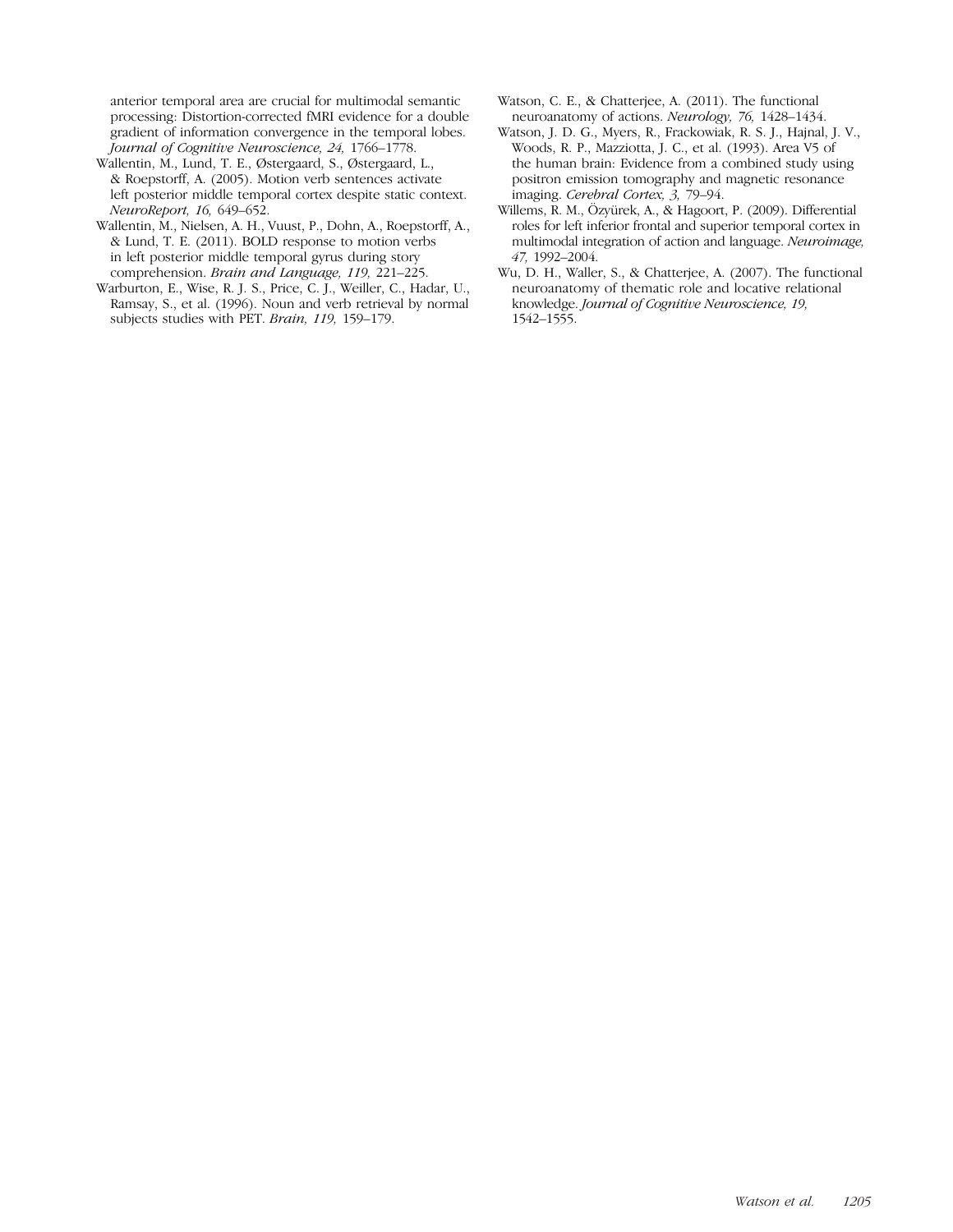anterior temporal area are crucial for multimodal semantic processing: Distortion-corrected fMRI evidence for a double gradient of information convergence in the temporal lobes. *Journal of Cognitive Neuroscience, 24,* 1766–1778.

Wallentin, M., Lund, T. E., Østergaard, S., Østergaard, L., & Roepstorff, A. (2005). Motion verb sentences activate left posterior middle temporal cortex despite static context. *NeuroReport, 16,* 649–652.

Wallentin, M., Nielsen, A. H., Vuust, P., Dohn, A., Roepstorff, A., & Lund, T. E. (2011). BOLD response to motion verbs in left posterior middle temporal gyrus during story comprehension. *Brain and Language, 119,* 221–225.

Warburton, E., Wise, R. J. S., Price, C. J., Weiller, C., Hadar, U., Ramsay, S., et al. (1996). Noun and verb retrieval by normal subjects studies with PET. *Brain, 119,* 159–179.

Watson, C. E., & Chatterjee, A. (2011). The functional neuroanatomy of actions. *Neurology, 76,* 1428–1434.

Watson, J. D. G., Myers, R., Frackowiak, R. S. J., Hajnal, J. V., Woods, R. P., Mazziotta, J. C., et al. (1993). Area V5 of the human brain: Evidence from a combined study using positron emission tomography and magnetic resonance imaging. *Cerebral Cortex, 3,* 79–94.

Willems, R. M., Özyürek, A., & Hagoort, P. (2009). Differential roles for left inferior frontal and superior temporal cortex in multimodal integration of action and language. *Neuroimage, 47,* 1992–2004.

Wu, D. H., Waller, S., & Chatterjee, A. (2007). The functional neuroanatomy of thematic role and locative relational knowledge. *Journal of Cognitive Neuroscience, 19,* 1542–1555.